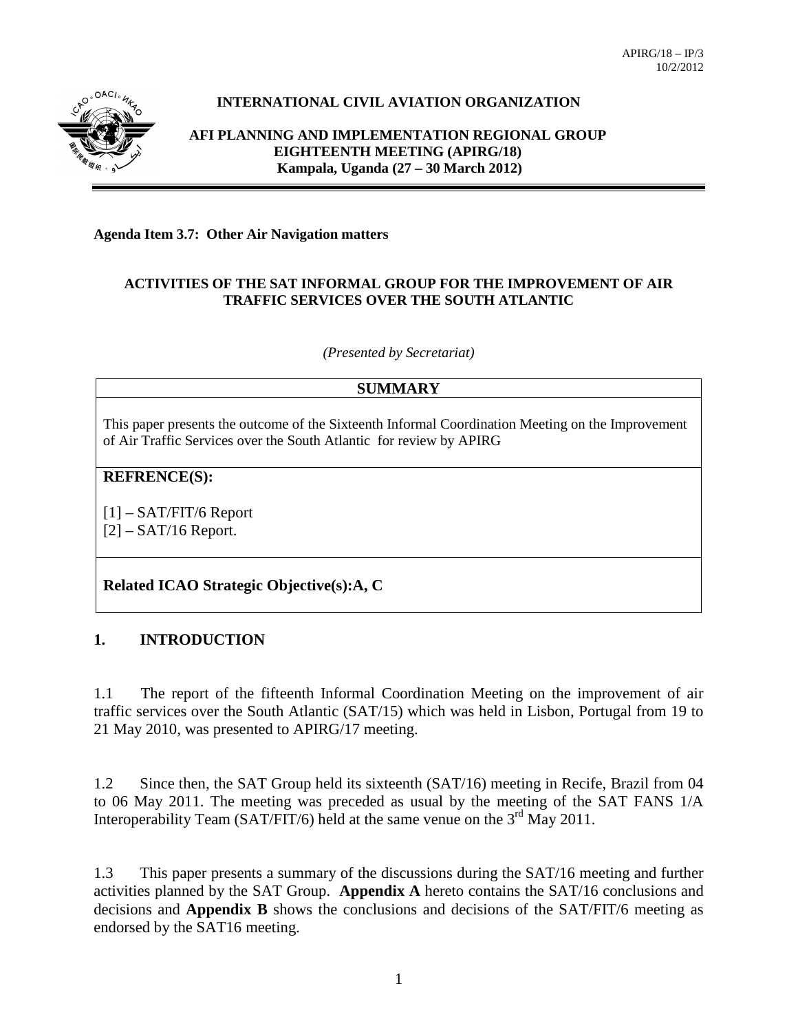APIRG/18 – IP/3
10/2/2012

**INTERNATIONAL CIVIL AVIATION ORGANIZATION**

**AFI PLANNING AND IMPLEMENTATION REGIONAL GROUP**
**EIGHTEENTH MEETING (APIRG/18)**
**Kampala, Uganda (27 – 30 March 2012)**

**Agenda Item 3.7: Other Air Navigation matters**

**ACTIVITIES OF THE SAT INFORMAL GROUP FOR THE IMPROVEMENT OF AIR TRAFFIC SERVICES OVER THE SOUTH ATLANTIC**

*(Presented by Secretariat)*

| **SUMMARY** |
|---|
| This paper presents the outcome of the Sixteenth Informal Coordination Meeting on the Improvement of Air Traffic Services over the South Atlantic for review by APIRG |
| **REFRENCE(S):**<br><br>[1] – SAT/FIT/6 Report<br>[2] – SAT/16 Report. |
| **Related ICAO Strategic Objective(s):A, C** |

## 1. INTRODUCTION

1.1 The report of the fifteenth Informal Coordination Meeting on the improvement of air traffic services over the South Atlantic (SAT/15) which was held in Lisbon, Portugal from 19 to 21 May 2010, was presented to APIRG/17 meeting.

1.2 Since then, the SAT Group held its sixteenth (SAT/16) meeting in Recife, Brazil from 04 to 06 May 2011. The meeting was preceded as usual by the meeting of the SAT FANS 1/A Interoperability Team (SAT/FIT/6) held at the same venue on the 3rd May 2011.

1.3 This paper presents a summary of the discussions during the SAT/16 meeting and further activities planned by the SAT Group. **Appendix A** hereto contains the SAT/16 conclusions and decisions and **Appendix B** shows the conclusions and decisions of the SAT/FIT/6 meeting as endorsed by the SAT16 meeting.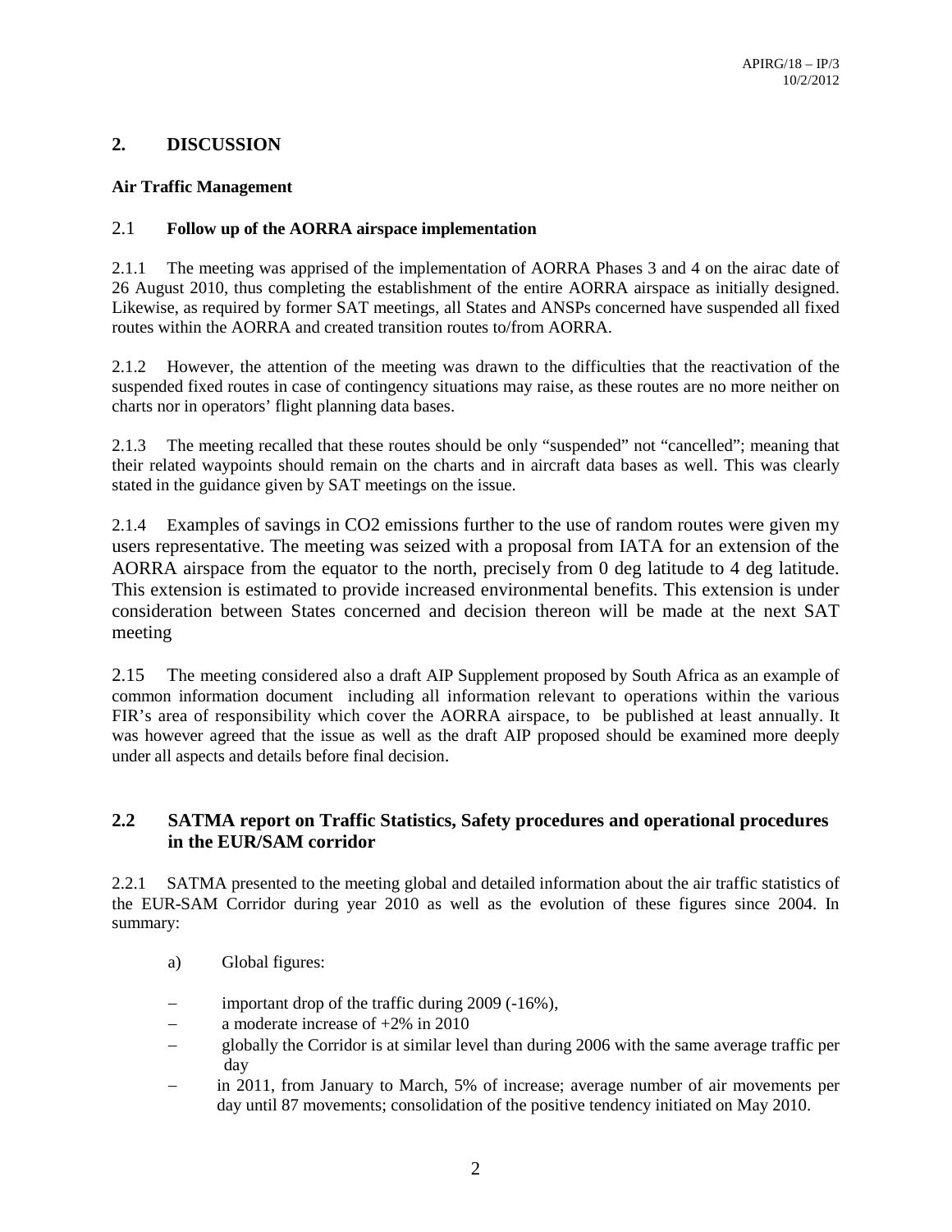## 2. DISCUSSION

**Air Traffic Management**

### 2.1 Follow up of the AORRA airspace implementation

2.1.1 The meeting was apprised of the implementation of AORRA Phases 3 and 4 on the airac date of 26 August 2010, thus completing the establishment of the entire AORRA airspace as initially designed. Likewise, as required by former SAT meetings, all States and ANSPs concerned have suspended all fixed routes within the AORRA and created transition routes to/from AORRA.

2.1.2 However, the attention of the meeting was drawn to the difficulties that the reactivation of the suspended fixed routes in case of contingency situations may raise, as these routes are no more neither on charts nor in operators' flight planning data bases.

2.1.3 The meeting recalled that these routes should be only "suspended" not "cancelled"; meaning that their related waypoints should remain on the charts and in aircraft data bases as well. This was clearly stated in the guidance given by SAT meetings on the issue.

2.1.4 Examples of savings in $CO_2$ emissions further to the use of random routes were given my users representative. The meeting was seized with a proposal from IATA for an extension of the AORRA airspace from the equator to the north, precisely from 0 deg latitude to 4 deg latitude. This extension is estimated to provide increased environmental benefits. This extension is under consideration between States concerned and decision thereon will be made at the next SAT meeting

2.15 The meeting considered also a draft AIP Supplement proposed by South Africa as an example of common information document including all information relevant to operations within the various FIR's area of responsibility which cover the AORRA airspace, to be published at least annually. It was however agreed that the issue as well as the draft AIP proposed should be examined more deeply under all aspects and details before final decision.

### 2.2 SATMA report on Traffic Statistics, Safety procedures and operational procedures in the EUR/SAM corridor

2.2.1 SATMA presented to the meeting global and detailed information about the air traffic statistics of the EUR-SAM Corridor during year 2010 as well as the evolution of these figures since 2004. In summary:

a) Global figures:

- important drop of the traffic during 2009 (-16%),
- a moderate increase of +2% in 2010
- globally the Corridor is at similar level than during 2006 with the same average traffic per day
- in 2011, from January to March, 5% of increase; average number of air movements per day until 87 movements; consolidation of the positive tendency initiated on May 2010.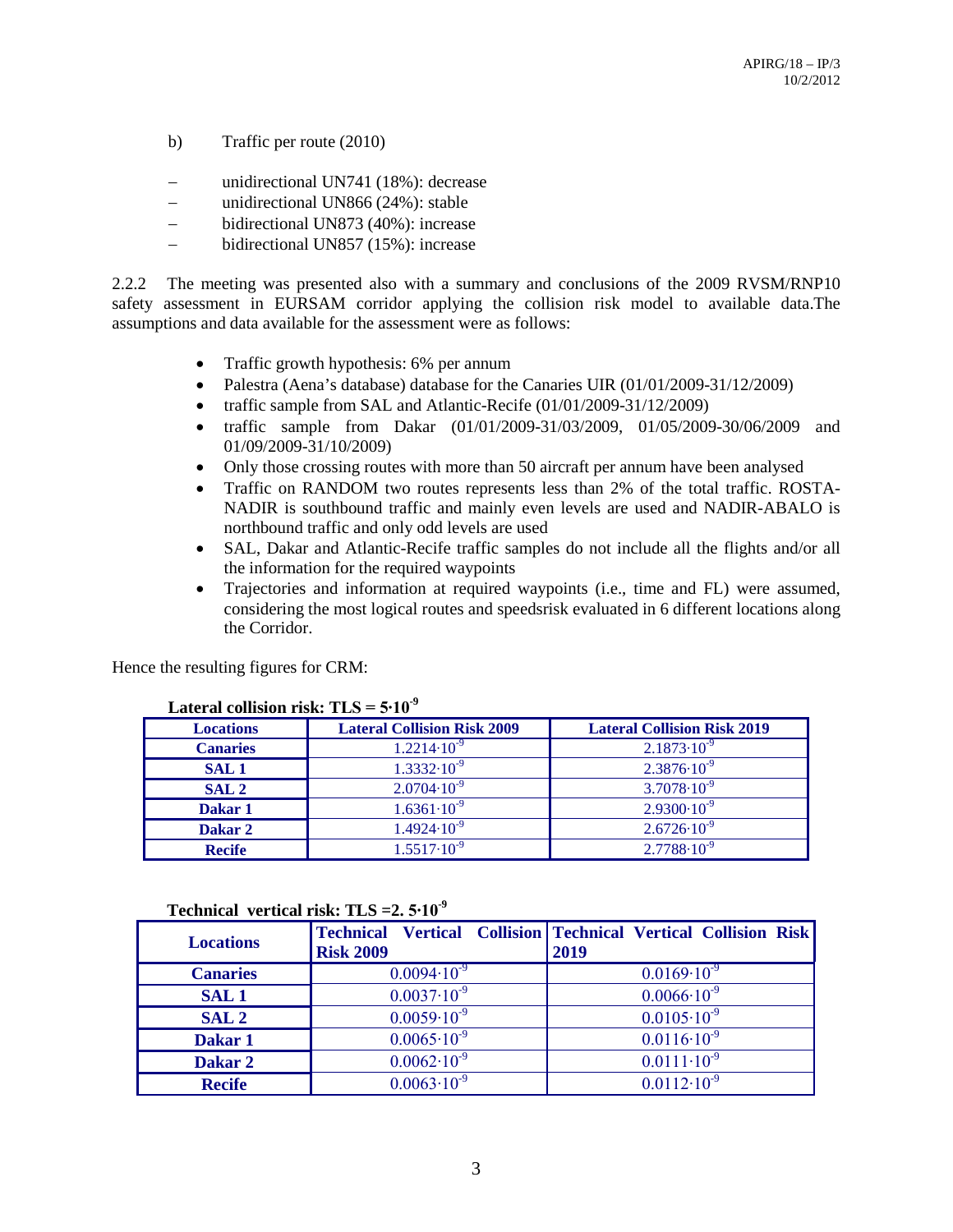b) Traffic per route (2010)

- unidirectional UN741 (18%): decrease
- unidirectional UN866 (24%): stable
- bidirectional UN873 (40%): increase
- bidirectional UN857 (15%): increase

2.2.2 The meeting was presented also with a summary and conclusions of the 2009 RVSM/RNP10 safety assessment in EURSAM corridor applying the collision risk model to available data.The assumptions and data available for the assessment were as follows:

- Traffic growth hypothesis: 6% per annum
- Palestra (Aena's database) database for the Canaries UIR (01/01/2009-31/12/2009)
- traffic sample from SAL and Atlantic-Recife (01/01/2009-31/12/2009)
- traffic sample from Dakar (01/01/2009-31/03/2009, 01/05/2009-30/06/2009 and 01/09/2009-31/10/2009)
- Only those crossing routes with more than 50 aircraft per annum have been analysed
- Traffic on RANDOM two routes represents less than 2% of the total traffic. ROSTA-NADIR is southbound traffic and mainly even levels are used and NADIR-ABALO is northbound traffic and only odd levels are used
- SAL, Dakar and Atlantic-Recife traffic samples do not include all the flights and/or all the information for the required waypoints
- Trajectories and information at required waypoints (i.e., time and FL) were assumed, considering the most logical routes and speedsrisk evaluated in 6 different locations along the Corridor.

Hence the resulting figures for CRM:

**Lateral collision risk: TLS = $5 \cdot 10^{-9}$**

| Locations | Lateral Collision Risk 2009 | Lateral Collision Risk 2019 |
|---|---|---|
| **Canaries** | $1.2214 \cdot 10^{-9}$ | $2.1873 \cdot 10^{-9}$ |
| **SAL 1** | $1.3332 \cdot 10^{-9}$ | $2.3876 \cdot 10^{-9}$ |
| **SAL 2** | $2.0704 \cdot 10^{-9}$ | $3.7078 \cdot 10^{-9}$ |
| **Dakar 1** | $1.6361 \cdot 10^{-9}$ | $2.9300 \cdot 10^{-9}$ |
| **Dakar 2** | $1.4924 \cdot 10^{-9}$ | $2.6726 \cdot 10^{-9}$ |
| **Recife** | $1.5517 \cdot 10^{-9}$ | $2.7788 \cdot 10^{-9}$ |

**Technical vertical risk: TLS =2. $5 \cdot 10^{-9}$**

| Locations | Technical Vertical Collision Risk 2009 | Technical Vertical Collision Risk 2019 |
|---|---|---|
| **Canaries** | $0.0094 \cdot 10^{-9}$ | $0.0169 \cdot 10^{-9}$ |
| **SAL 1** | $0.0037 \cdot 10^{-9}$ | $0.0066 \cdot 10^{-9}$ |
| **SAL 2** | $0.0059 \cdot 10^{-9}$ | $0.0105 \cdot 10^{-9}$ |
| **Dakar 1** | $0.0065 \cdot 10^{-9}$ | $0.0116 \cdot 10^{-9}$ |
| **Dakar 2** | $0.0062 \cdot 10^{-9}$ | $0.0111 \cdot 10^{-9}$ |
| **Recife** | $0.0063 \cdot 10^{-9}$ | $0.0112 \cdot 10^{-9}$ |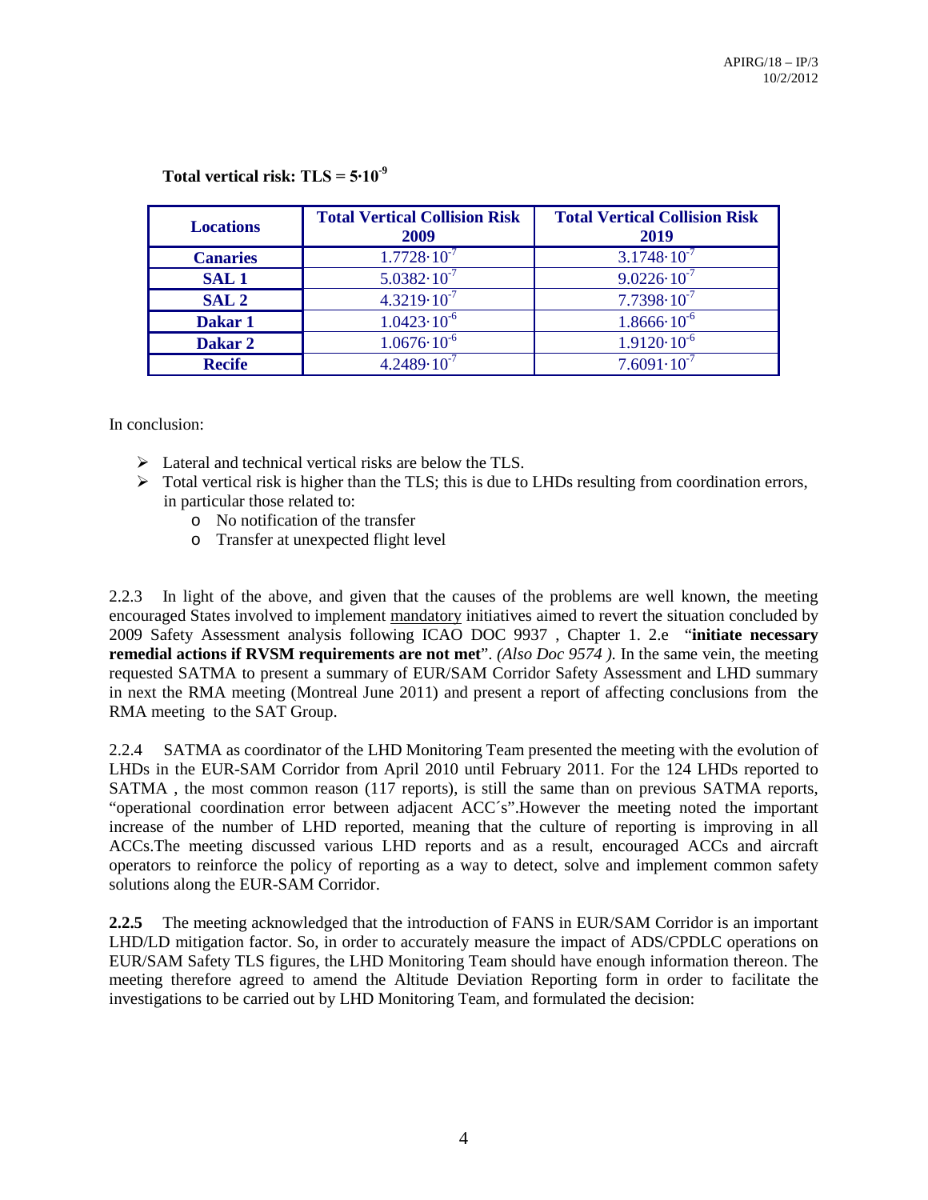**Total vertical risk: TLS = $5 \cdot 10^{-9}$**

| Locations | Total Vertical Collision Risk 2009 | Total Vertical Collision Risk 2019 |
|---|---|---|
| **Canaries** | $1.7728 \cdot 10^{-7}$ | $3.1748 \cdot 10^{-7}$ |
| **SAL 1** | $5.0382 \cdot 10^{-7}$ | $9.0226 \cdot 10^{-7}$ |
| **SAL 2** | $4.3219 \cdot 10^{-7}$ | $7.7398 \cdot 10^{-7}$ |
| **Dakar 1** | $1.0423 \cdot 10^{-6}$ | $1.8666 \cdot 10^{-6}$ |
| **Dakar 2** | $1.0676 \cdot 10^{-6}$ | $1.9120 \cdot 10^{-6}$ |
| **Recife** | $4.2489 \cdot 10^{-7}$ | $7.6091 \cdot 10^{-7}$ |

In conclusion:

- Lateral and technical vertical risks are below the TLS.
- Total vertical risk is higher than the TLS; this is due to LHDs resulting from coordination errors, in particular those related to:
  - No notification of the transfer
  - Transfer at unexpected flight level

2.2.3 In light of the above, and given that the causes of the problems are well known, the meeting encouraged States involved to implement mandatory initiatives aimed to revert the situation concluded by 2009 Safety Assessment analysis following ICAO DOC 9937 , Chapter 1. 2.e "**initiate necessary remedial actions if RVSM requirements are not met**". *(Also Doc 9574 ).* In the same vein, the meeting requested SATMA to present a summary of EUR/SAM Corridor Safety Assessment and LHD summary in next the RMA meeting (Montreal June 2011) and present a report of affecting conclusions from the RMA meeting to the SAT Group.

2.2.4 SATMA as coordinator of the LHD Monitoring Team presented the meeting with the evolution of LHDs in the EUR-SAM Corridor from April 2010 until February 2011. For the 124 LHDs reported to SATMA , the most common reason (117 reports), is still the same than on previous SATMA reports, "operational coordination error between adjacent ACC´s".However the meeting noted the important increase of the number of LHD reported, meaning that the culture of reporting is improving in all ACCs.The meeting discussed various LHD reports and as a result, encouraged ACCs and aircraft operators to reinforce the policy of reporting as a way to detect, solve and implement common safety solutions along the EUR-SAM Corridor.

**2.2.5** The meeting acknowledged that the introduction of FANS in EUR/SAM Corridor is an important LHD/LD mitigation factor. So, in order to accurately measure the impact of ADS/CPDLC operations on EUR/SAM Safety TLS figures, the LHD Monitoring Team should have enough information thereon. The meeting therefore agreed to amend the Altitude Deviation Reporting form in order to facilitate the investigations to be carried out by LHD Monitoring Team, and formulated the decision: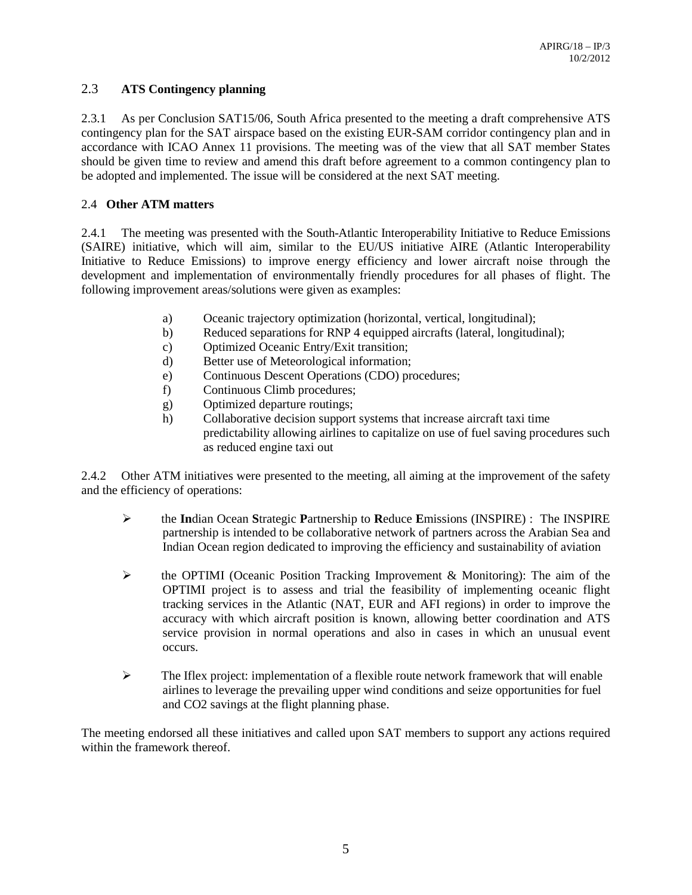## 2.3 **ATS Contingency planning**

2.3.1 As per Conclusion SAT15/06, South Africa presented to the meeting a draft comprehensive ATS contingency plan for the SAT airspace based on the existing EUR-SAM corridor contingency plan and in accordance with ICAO Annex 11 provisions. The meeting was of the view that all SAT member States should be given time to review and amend this draft before agreement to a common contingency plan to be adopted and implemented. The issue will be considered at the next SAT meeting.

## 2.4 **Other ATM matters**

2.4.1 The meeting was presented with the South-Atlantic Interoperability Initiative to Reduce Emissions (SAIRE) initiative, which will aim, similar to the EU/US initiative AIRE (Atlantic Interoperability Initiative to Reduce Emissions) to improve energy efficiency and lower aircraft noise through the development and implementation of environmentally friendly procedures for all phases of flight. The following improvement areas/solutions were given as examples:

a) Oceanic trajectory optimization (horizontal, vertical, longitudinal);
b) Reduced separations for RNP 4 equipped aircrafts (lateral, longitudinal);
c) Optimized Oceanic Entry/Exit transition;
d) Better use of Meteorological information;
e) Continuous Descent Operations (CDO) procedures;
f) Continuous Climb procedures;
g) Optimized departure routings;
h) Collaborative decision support systems that increase aircraft taxi time predictability allowing airlines to capitalize on use of fuel saving procedures such as reduced engine taxi out

2.4.2 Other ATM initiatives were presented to the meeting, all aiming at the improvement of the safety and the efficiency of operations:

- the **In**dian Ocean **S**trategic **P**artnership to **R**educe **E**missions (INSPIRE) : The INSPIRE partnership is intended to be collaborative network of partners across the Arabian Sea and Indian Ocean region dedicated to improving the efficiency and sustainability of aviation

- the OPTIMI (Oceanic Position Tracking Improvement & Monitoring): The aim of the OPTIMI project is to assess and trial the feasibility of implementing oceanic flight tracking services in the Atlantic (NAT, EUR and AFI regions) in order to improve the accuracy with which aircraft position is known, allowing better coordination and ATS service provision in normal operations and also in cases in which an unusual event occurs.

- The Iflex project: implementation of a flexible route network framework that will enable airlines to leverage the prevailing upper wind conditions and seize opportunities for fuel and CO2 savings at the flight planning phase.

The meeting endorsed all these initiatives and called upon SAT members to support any actions required within the framework thereof.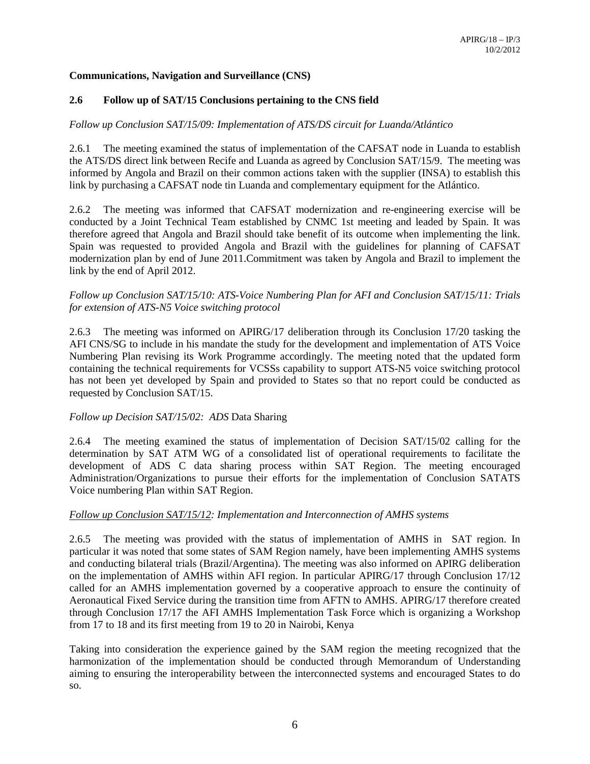**Communications, Navigation and Surveillance (CNS)**

**2.6 Follow up of SAT/15 Conclusions pertaining to the CNS field**

*Follow up Conclusion SAT/15/09: Implementation of ATS/DS circuit for Luanda/Atlántico*

2.6.1 The meeting examined the status of implementation of the CAFSAT node in Luanda to establish the ATS/DS direct link between Recife and Luanda as agreed by Conclusion SAT/15/9. The meeting was informed by Angola and Brazil on their common actions taken with the supplier (INSA) to establish this link by purchasing a CAFSAT node tin Luanda and complementary equipment for the Atlántico.

2.6.2 The meeting was informed that CAFSAT modernization and re-engineering exercise will be conducted by a Joint Technical Team established by CNMC 1st meeting and leaded by Spain. It was therefore agreed that Angola and Brazil should take benefit of its outcome when implementing the link. Spain was requested to provided Angola and Brazil with the guidelines for planning of CAFSAT modernization plan by end of June 2011.Commitment was taken by Angola and Brazil to implement the link by the end of April 2012.

*Follow up Conclusion SAT/15/10: ATS-Voice Numbering Plan for AFI and Conclusion SAT/15/11: Trials for extension of ATS-N5 Voice switching protocol*

2.6.3 The meeting was informed on APIRG/17 deliberation through its Conclusion 17/20 tasking the AFI CNS/SG to include in his mandate the study for the development and implementation of ATS Voice Numbering Plan revising its Work Programme accordingly. The meeting noted that the updated form containing the technical requirements for VCSSs capability to support ATS-N5 voice switching protocol has not been yet developed by Spain and provided to States so that no report could be conducted as requested by Conclusion SAT/15.

*Follow up Decision SAT/15/02: ADS* Data Sharing

2.6.4 The meeting examined the status of implementation of Decision SAT/15/02 calling for the determination by SAT ATM WG of a consolidated list of operational requirements to facilitate the development of ADS C data sharing process within SAT Region. The meeting encouraged Administration/Organizations to pursue their efforts for the implementation of Conclusion SATATS Voice numbering Plan within SAT Region.

*Follow up Conclusion SAT/15/12: Implementation and Interconnection of AMHS systems*

2.6.5 The meeting was provided with the status of implementation of AMHS in SAT region. In particular it was noted that some states of SAM Region namely, have been implementing AMHS systems and conducting bilateral trials (Brazil/Argentina). The meeting was also informed on APIRG deliberation on the implementation of AMHS within AFI region. In particular APIRG/17 through Conclusion 17/12 called for an AMHS implementation governed by a cooperative approach to ensure the continuity of Aeronautical Fixed Service during the transition time from AFTN to AMHS. APIRG/17 therefore created through Conclusion 17/17 the AFI AMHS Implementation Task Force which is organizing a Workshop from 17 to 18 and its first meeting from 19 to 20 in Nairobi, Kenya

Taking into consideration the experience gained by the SAM region the meeting recognized that the harmonization of the implementation should be conducted through Memorandum of Understanding aiming to ensuring the interoperability between the interconnected systems and encouraged States to do so.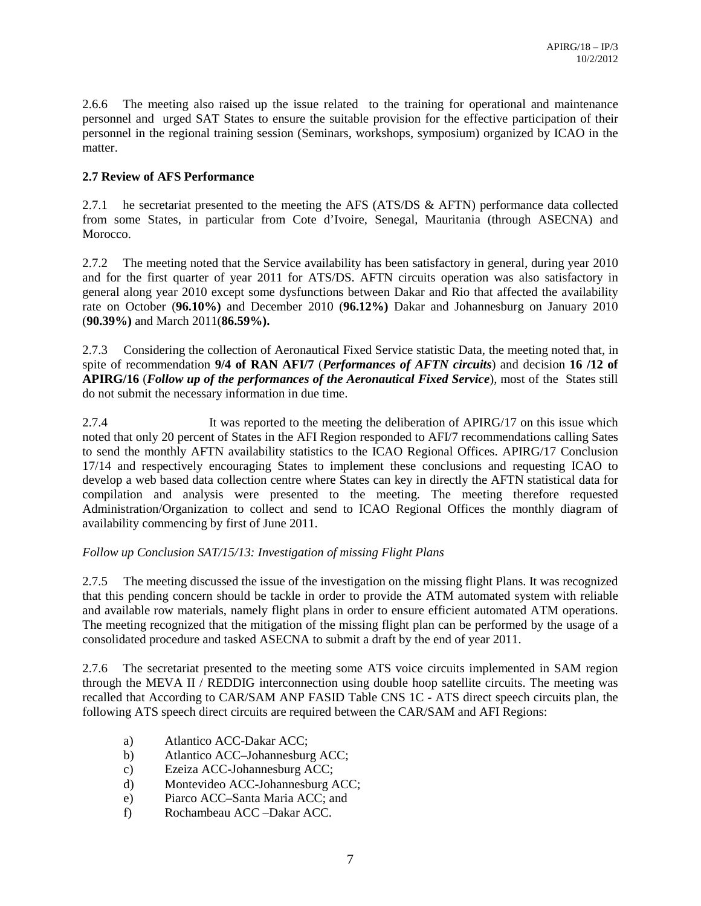2.6.6 The meeting also raised up the issue related to the training for operational and maintenance personnel and urged SAT States to ensure the suitable provision for the effective participation of their personnel in the regional training session (Seminars, workshops, symposium) organized by ICAO in the matter.

**2.7 Review of AFS Performance**

2.7.1 he secretariat presented to the meeting the AFS (ATS/DS & AFTN) performance data collected from some States, in particular from Cote d'Ivoire, Senegal, Mauritania (through ASECNA) and Morocco.

2.7.2 The meeting noted that the Service availability has been satisfactory in general, during year 2010 and for the first quarter of year 2011 for ATS/DS. AFTN circuits operation was also satisfactory in general along year 2010 except some dysfunctions between Dakar and Rio that affected the availability rate on October (**96.10%**) and December 2010 (**96.12%**) Dakar and Johannesburg on January 2010 (**90.39%**) and March 2011(**86.59%).**

2.7.3 Considering the collection of Aeronautical Fixed Service statistic Data, the meeting noted that, in spite of recommendation **9/4 of RAN AFI/7** (***Performances of AFTN circuits***) and decision **16 /12 of APIRG/16** (***Follow up of the performances of the Aeronautical Fixed Service***), most of the States still do not submit the necessary information in due time.

2.7.4 It was reported to the meeting the deliberation of APIRG/17 on this issue which noted that only 20 percent of States in the AFI Region responded to AFI/7 recommendations calling Sates to send the monthly AFTN availability statistics to the ICAO Regional Offices. APIRG/17 Conclusion 17/14 and respectively encouraging States to implement these conclusions and requesting ICAO to develop a web based data collection centre where States can key in directly the AFTN statistical data for compilation and analysis were presented to the meeting. The meeting therefore requested Administration/Organization to collect and send to ICAO Regional Offices the monthly diagram of availability commencing by first of June 2011.

*Follow up Conclusion SAT/15/13: Investigation of missing Flight Plans*

2.7.5 The meeting discussed the issue of the investigation on the missing flight Plans. It was recognized that this pending concern should be tackle in order to provide the ATM automated system with reliable and available row materials, namely flight plans in order to ensure efficient automated ATM operations. The meeting recognized that the mitigation of the missing flight plan can be performed by the usage of a consolidated procedure and tasked ASECNA to submit a draft by the end of year 2011.

2.7.6 The secretariat presented to the meeting some ATS voice circuits implemented in SAM region through the MEVA II / REDDIG interconnection using double hoop satellite circuits. The meeting was recalled that According to CAR/SAM ANP FASID Table CNS 1C - ATS direct speech circuits plan, the following ATS speech direct circuits are required between the CAR/SAM and AFI Regions:

a) Atlantico ACC-Dakar ACC;
b) Atlantico ACC–Johannesburg ACC;
c) Ezeiza ACC-Johannesburg ACC;
d) Montevideo ACC-Johannesburg ACC;
e) Piarco ACC–Santa Maria ACC; and
f) Rochambeau ACC –Dakar ACC.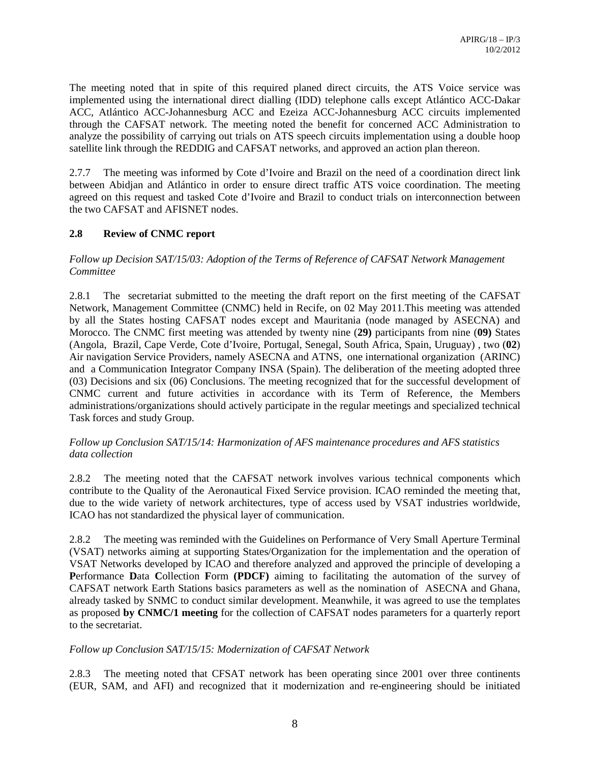The meeting noted that in spite of this required planed direct circuits, the ATS Voice service was implemented using the international direct dialling (IDD) telephone calls except Atlántico ACC-Dakar ACC, Atlántico ACC-Johannesburg ACC and Ezeiza ACC-Johannesburg ACC circuits implemented through the CAFSAT network. The meeting noted the benefit for concerned ACC Administration to analyze the possibility of carrying out trials on ATS speech circuits implementation using a double hoop satellite link through the REDDIG and CAFSAT networks, and approved an action plan thereon.

2.7.7 The meeting was informed by Cote d'Ivoire and Brazil on the need of a coordination direct link between Abidjan and Atlántico in order to ensure direct traffic ATS voice coordination. The meeting agreed on this request and tasked Cote d'Ivoire and Brazil to conduct trials on interconnection between the two CAFSAT and AFISNET nodes.

### 2.8 Review of CNMC report

*Follow up Decision SAT/15/03: Adoption of the Terms of Reference of CAFSAT Network Management Committee*

2.8.1 The secretariat submitted to the meeting the draft report on the first meeting of the CAFSAT Network, Management Committee (CNMC) held in Recife, on 02 May 2011.This meeting was attended by all the States hosting CAFSAT nodes except and Mauritania (node managed by ASECNA) and Morocco. The CNMC first meeting was attended by twenty nine (**29)** participants from nine (**09)** States (Angola, Brazil, Cape Verde, Cote d'Ivoire, Portugal, Senegal, South Africa, Spain, Uruguay) , two (**02**) Air navigation Service Providers, namely ASECNA and ATNS, one international organization (ARINC) and a Communication Integrator Company INSA (Spain). The deliberation of the meeting adopted three (03) Decisions and six (06) Conclusions. The meeting recognized that for the successful development of CNMC current and future activities in accordance with its Term of Reference, the Members administrations/organizations should actively participate in the regular meetings and specialized technical Task forces and study Group.

*Follow up Conclusion SAT/15/14: Harmonization of AFS maintenance procedures and AFS statistics data collection*

2.8.2 The meeting noted that the CAFSAT network involves various technical components which contribute to the Quality of the Aeronautical Fixed Service provision. ICAO reminded the meeting that, due to the wide variety of network architectures, type of access used by VSAT industries worldwide, ICAO has not standardized the physical layer of communication.

2.8.2 The meeting was reminded with the Guidelines on Performance of Very Small Aperture Terminal (VSAT) networks aiming at supporting States/Organization for the implementation and the operation of VSAT Networks developed by ICAO and therefore analyzed and approved the principle of developing a **P**erformance **D**ata **C**ollection **F**orm **(PDCF)** aiming to facilitating the automation of the survey of CAFSAT network Earth Stations basics parameters as well as the nomination of ASECNA and Ghana, already tasked by SNMC to conduct similar development. Meanwhile, it was agreed to use the templates as proposed **by CNMC/1 meeting** for the collection of CAFSAT nodes parameters for a quarterly report to the secretariat.

*Follow up Conclusion SAT/15/15: Modernization of CAFSAT Network*

2.8.3 The meeting noted that CFSAT network has been operating since 2001 over three continents (EUR, SAM, and AFI) and recognized that it modernization and re-engineering should be initiated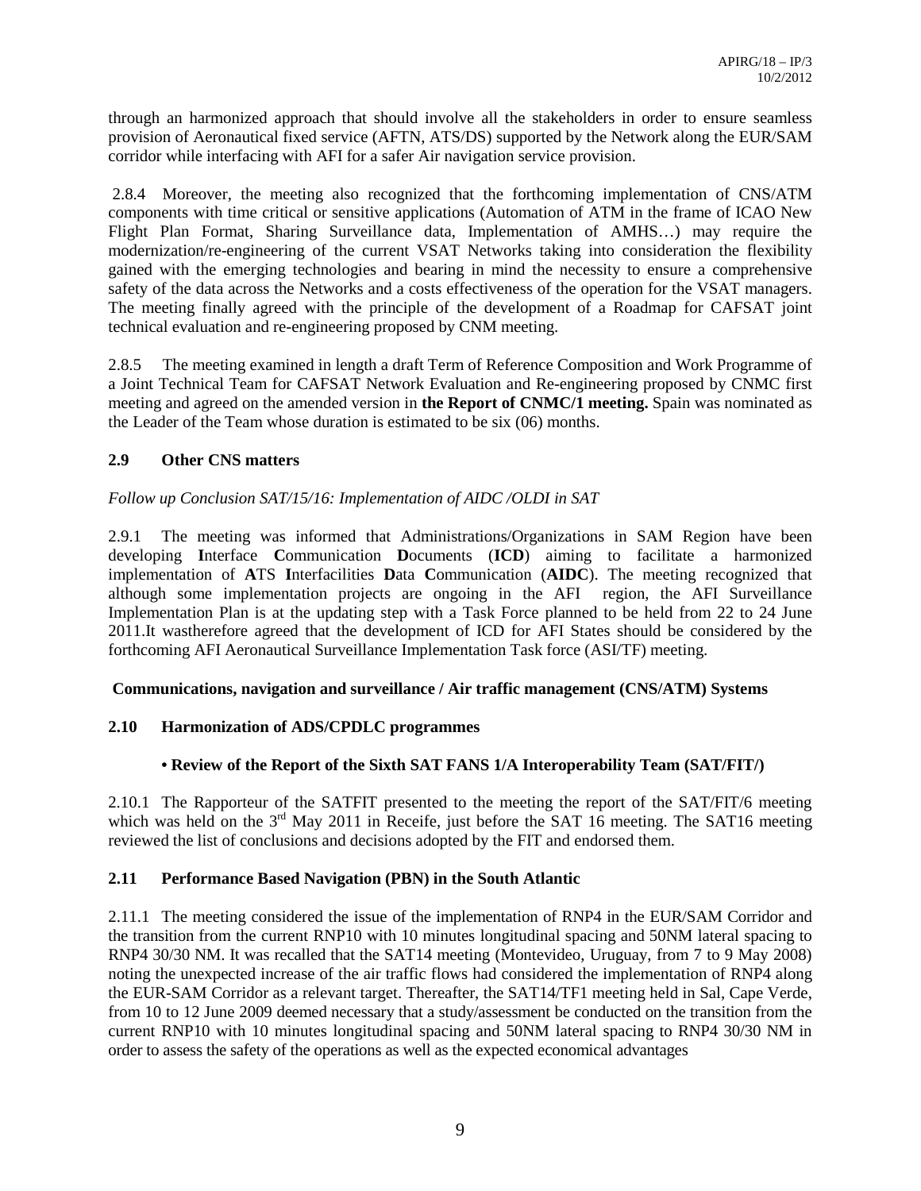through an harmonized approach that should involve all the stakeholders in order to ensure seamless provision of Aeronautical fixed service (AFTN, ATS/DS) supported by the Network along the EUR/SAM corridor while interfacing with AFI for a safer Air navigation service provision.

2.8.4 Moreover, the meeting also recognized that the forthcoming implementation of CNS/ATM components with time critical or sensitive applications (Automation of ATM in the frame of ICAO New Flight Plan Format, Sharing Surveillance data, Implementation of AMHS…) may require the modernization/re-engineering of the current VSAT Networks taking into consideration the flexibility gained with the emerging technologies and bearing in mind the necessity to ensure a comprehensive safety of the data across the Networks and a costs effectiveness of the operation for the VSAT managers. The meeting finally agreed with the principle of the development of a Roadmap for CAFSAT joint technical evaluation and re-engineering proposed by CNM meeting.

2.8.5 The meeting examined in length a draft Term of Reference Composition and Work Programme of a Joint Technical Team for CAFSAT Network Evaluation and Re-engineering proposed by CNMC first meeting and agreed on the amended version in **the Report of CNMC/1 meeting.** Spain was nominated as the Leader of the Team whose duration is estimated to be six (06) months.

## 2.9 Other CNS matters

*Follow up Conclusion SAT/15/16: Implementation of AIDC /OLDI in SAT*

2.9.1 The meeting was informed that Administrations/Organizations in SAM Region have been developing **I**nterface **C**ommunication **D**ocuments (**ICD**) aiming to facilitate a harmonized implementation of **A**TS **I**nterfacilities **D**ata **C**ommunication (**AIDC**). The meeting recognized that although some implementation projects are ongoing in the AFI region, the AFI Surveillance Implementation Plan is at the updating step with a Task Force planned to be held from 22 to 24 June 2011.It wastherefore agreed that the development of ICD for AFI States should be considered by the forthcoming AFI Aeronautical Surveillance Implementation Task force (ASI/TF) meeting.

**Communications, navigation and surveillance / Air traffic management (CNS/ATM) Systems**

## 2.10 Harmonization of ADS/CPDLC programmes

- **Review of the Report of the Sixth SAT FANS 1/A Interoperability Team (SAT/FIT/)**

2.10.1 The Rapporteur of the SATFIT presented to the meeting the report of the SAT/FIT/6 meeting which was held on the 3rd May 2011 in Receife, just before the SAT 16 meeting. The SAT16 meeting reviewed the list of conclusions and decisions adopted by the FIT and endorsed them.

## 2.11 Performance Based Navigation (PBN) in the South Atlantic

2.11.1 The meeting considered the issue of the implementation of RNP4 in the EUR/SAM Corridor and the transition from the current RNP10 with 10 minutes longitudinal spacing and 50NM lateral spacing to RNP4 30/30 NM. It was recalled that the SAT14 meeting (Montevideo, Uruguay, from 7 to 9 May 2008) noting the unexpected increase of the air traffic flows had considered the implementation of RNP4 along the EUR-SAM Corridor as a relevant target. Thereafter, the SAT14/TF1 meeting held in Sal, Cape Verde, from 10 to 12 June 2009 deemed necessary that a study/assessment be conducted on the transition from the current RNP10 with 10 minutes longitudinal spacing and 50NM lateral spacing to RNP4 30/30 NM in order to assess the safety of the operations as well as the expected economical advantages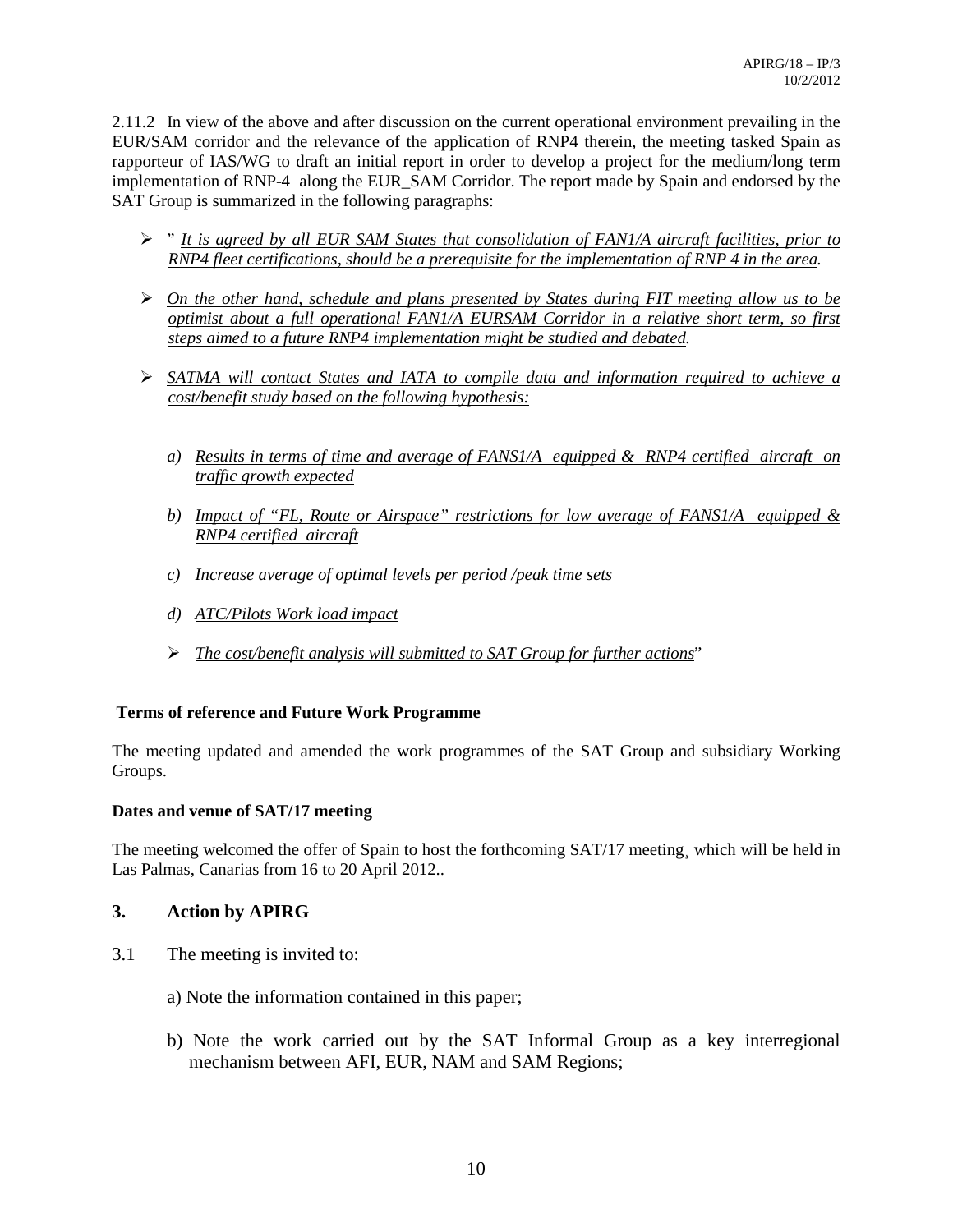2.11.2 In view of the above and after discussion on the current operational environment prevailing in the EUR/SAM corridor and the relevance of the application of RNP4 therein, the meeting tasked Spain as rapporteur of IAS/WG to draft an initial report in order to develop a project for the medium/long term implementation of RNP-4 along the EUR_SAM Corridor. The report made by Spain and endorsed by the SAT Group is summarized in the following paragraphs:

- " *It is agreed by all EUR SAM States that consolidation of FAN1/A aircraft facilities, prior to RNP4 fleet certifications, should be a prerequisite for the implementation of RNP 4 in the area.*
- *On the other hand, schedule and plans presented by States during FIT meeting allow us to be optimist about a full operational FAN1/A EURSAM Corridor in a relative short term, so first steps aimed to a future RNP4 implementation might be studied and debated.*
- *SATMA will contact States and IATA to compile data and information required to achieve a cost/benefit study based on the following hypothesis:*

  a) *Results in terms of time and average of FANS1/A equipped & RNP4 certified aircraft on traffic growth expected*

  b) *Impact of "FL, Route or Airspace" restrictions for low average of FANS1/A equipped & RNP4 certified aircraft*

  c) *Increase average of optimal levels per period /peak time sets*

  d) *ATC/Pilots Work load impact*

  - *The cost/benefit analysis will submitted to SAT Group for further actions*"

**Terms of reference and Future Work Programme**

The meeting updated and amended the work programmes of the SAT Group and subsidiary Working Groups.

**Dates and venue of SAT/17 meeting**

The meeting welcomed the offer of Spain to host the forthcoming SAT/17 meeting¸ which will be held in Las Palmas, Canarias from 16 to 20 April 2012..

## 3. Action by APIRG

3.1 The meeting is invited to:

a) Note the information contained in this paper;

b) Note the work carried out by the SAT Informal Group as a key interregional mechanism between AFI, EUR, NAM and SAM Regions;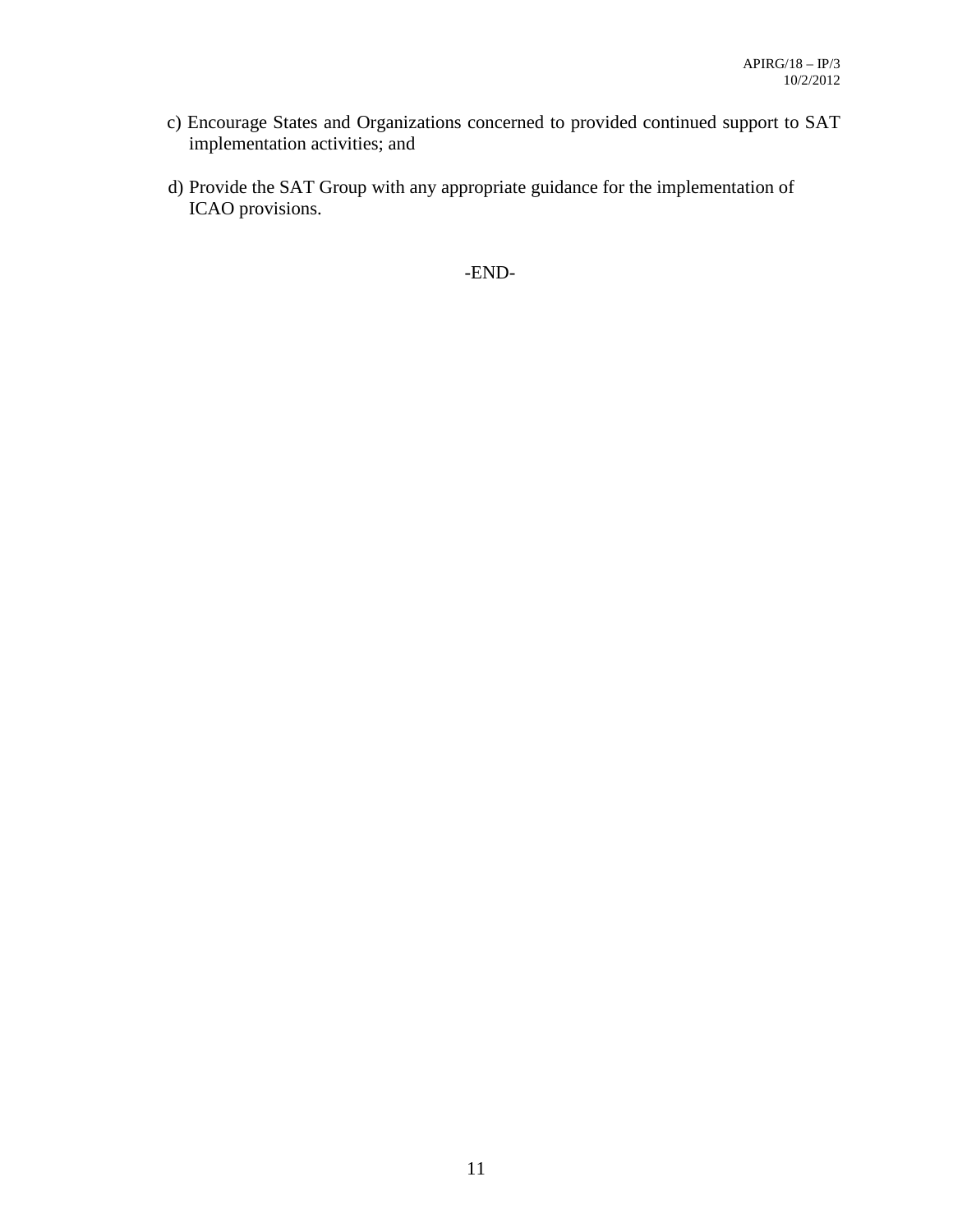c) Encourage States and Organizations concerned to provided continued support to SAT implementation activities; and

d) Provide the SAT Group with any appropriate guidance for the implementation of ICAO provisions.

-END-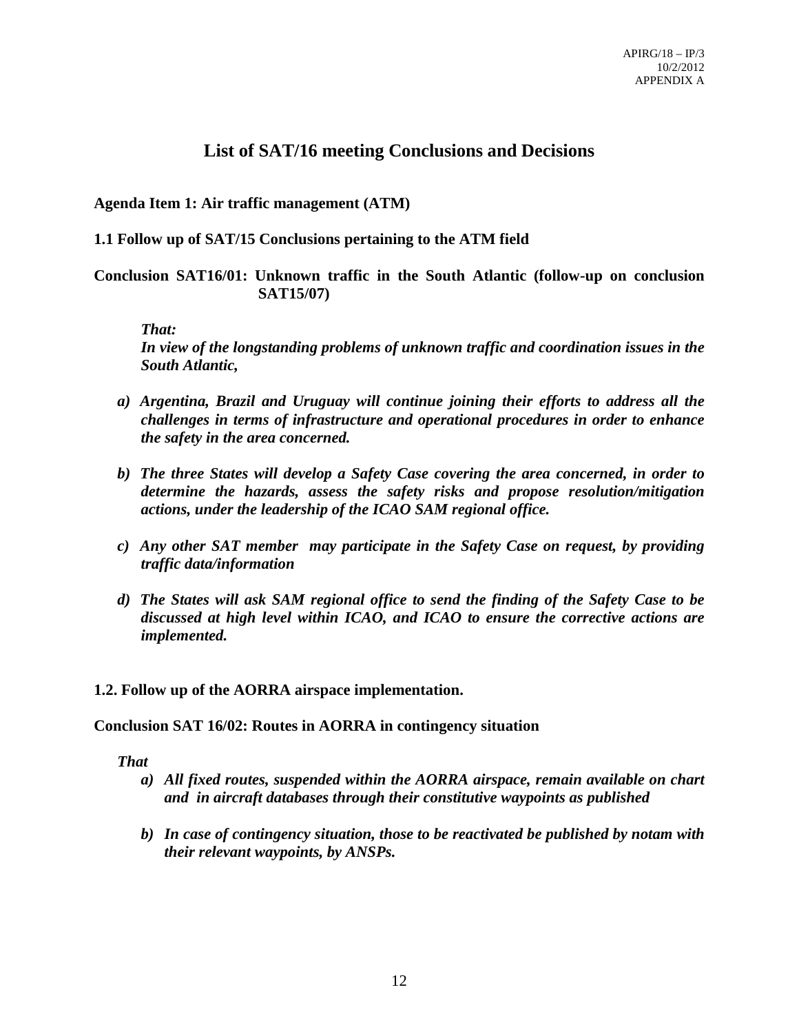# List of SAT/16 meeting Conclusions and Decisions

**Agenda Item 1: Air traffic management (ATM)**

**1.1 Follow up of SAT/15 Conclusions pertaining to the ATM field**

**Conclusion SAT16/01: Unknown traffic in the South Atlantic (follow-up on conclusion SAT15/07)**

***That:***
***In view of the longstanding problems of unknown traffic and coordination issues in the South Atlantic,***

***a) Argentina, Brazil and Uruguay will continue joining their efforts to address all the challenges in terms of infrastructure and operational procedures in order to enhance the safety in the area concerned.***

***b) The three States will develop a Safety Case covering the area concerned, in order to determine the hazards, assess the safety risks and propose resolution/mitigation actions, under the leadership of the ICAO SAM regional office.***

***c) Any other SAT member may participate in the Safety Case on request, by providing traffic data/information***

***d) The States will ask SAM regional office to send the finding of the Safety Case to be discussed at high level within ICAO, and ICAO to ensure the corrective actions are implemented.***

**1.2. Follow up of the AORRA airspace implementation.**

**Conclusion SAT 16/02: Routes in AORRA in contingency situation**

***That***

***a) All fixed routes, suspended within the AORRA airspace, remain available on chart and in aircraft databases through their constitutive waypoints as published***

***b) In case of contingency situation, those to be reactivated be published by notam with their relevant waypoints, by ANSPs.***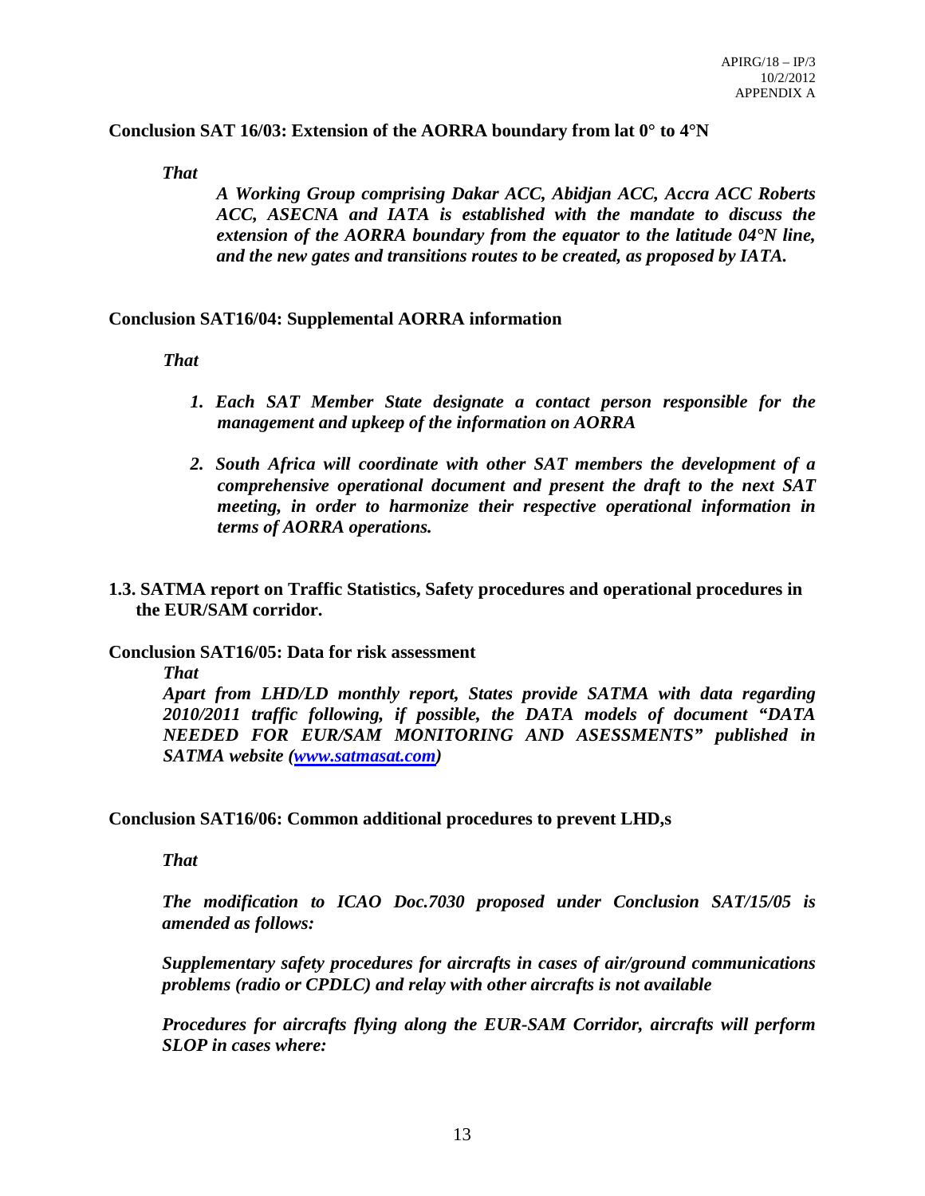**Conclusion SAT 16/03: Extension of the AORRA boundary from lat 0° to 4°N**

*That*

> ***A Working Group comprising Dakar ACC, Abidjan ACC, Accra ACC Roberts ACC, ASECNA and IATA is established with the mandate to discuss the extension of the AORRA boundary from the equator to the latitude 04°N line, and the new gates and transitions routes to be created, as proposed by IATA.***

**Conclusion SAT16/04: Supplemental AORRA information**

*That*

1. ***Each SAT Member State designate a contact person responsible for the management and upkeep of the information on AORRA***
2. ***South Africa will coordinate with other SAT members the development of a comprehensive operational document and present the draft to the next SAT meeting, in order to harmonize their respective operational information in terms of AORRA operations.***

**1.3. SATMA report on Traffic Statistics, Safety procedures and operational procedures in the EUR/SAM corridor.**

**Conclusion SAT16/05: Data for risk assessment**

*That*

***Apart from LHD/LD monthly report, States provide SATMA with data regarding 2010/2011 traffic following, if possible, the DATA models of document "DATA NEEDED FOR EUR/SAM MONITORING AND ASESSMENTS" published in SATMA website ([www.satmasat.com](http://www.satmasat.com))***

**Conclusion SAT16/06: Common additional procedures to prevent LHD,s**

*That*

***The modification to ICAO Doc.7030 proposed under Conclusion SAT/15/05 is amended as follows:***

***Supplementary safety procedures for aircrafts in cases of air/ground communications problems (radio or CPDLC) and relay with other aircrafts is not available***

***Procedures for aircrafts flying along the EUR-SAM Corridor, aircrafts will perform SLOP in cases where:***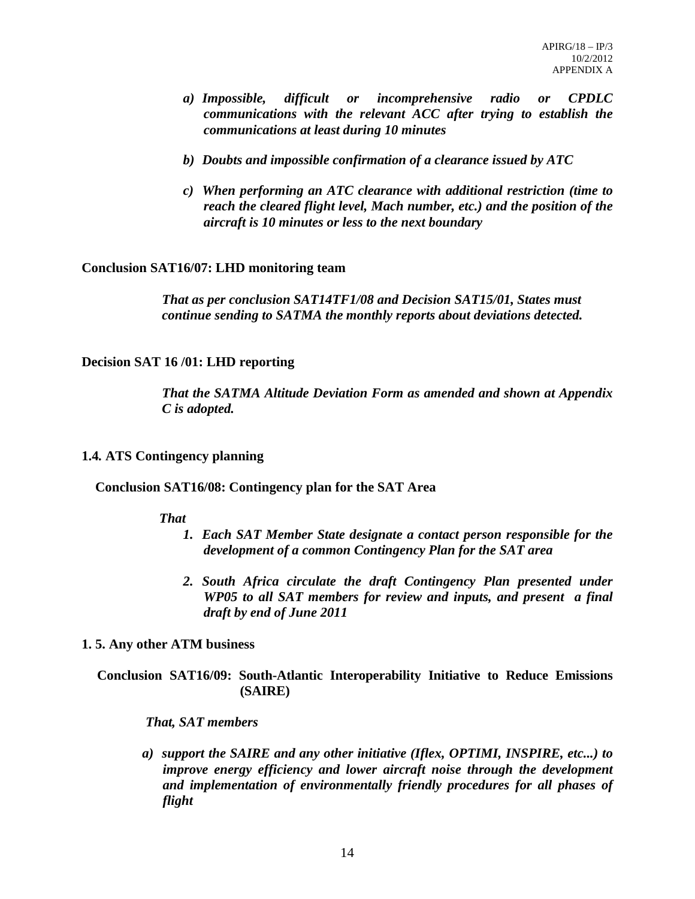*a) Impossible, difficult or incomprehensive radio or CPDLC communications with the relevant ACC after trying to establish the communications at least during 10 minutes*

*b) Doubts and impossible confirmation of a clearance issued by ATC*

*c) When performing an ATC clearance with additional restriction (time to reach the cleared flight level, Mach number, etc.) and the position of the aircraft is 10 minutes or less to the next boundary*

**Conclusion SAT16/07: LHD monitoring team**

> ***That as per conclusion SAT14TF1/08 and Decision SAT15/01, States must continue sending to SATMA the monthly reports about deviations detected.***

**Decision SAT 16 /01: LHD reporting**

> ***That the SATMA Altitude Deviation Form as amended and shown at Appendix C is adopted.***

**1.4. ATS Contingency planning**

**Conclusion SAT16/08: Contingency plan for the SAT Area**

***That***

1. ***Each SAT Member State designate a contact person responsible for the development of a common Contingency Plan for the SAT area***

2. ***South Africa circulate the draft Contingency Plan presented under WP05 to all SAT members for review and inputs, and present a final draft by end of June 2011***

**1. 5. Any other ATM business**

**Conclusion SAT16/09: South-Atlantic Interoperability Initiative to Reduce Emissions (SAIRE)**

***That, SAT members***

***a) support the SAIRE and any other initiative (Iflex, OPTIMI, INSPIRE, etc...) to improve energy efficiency and lower aircraft noise through the development and implementation of environmentally friendly procedures for all phases of flight***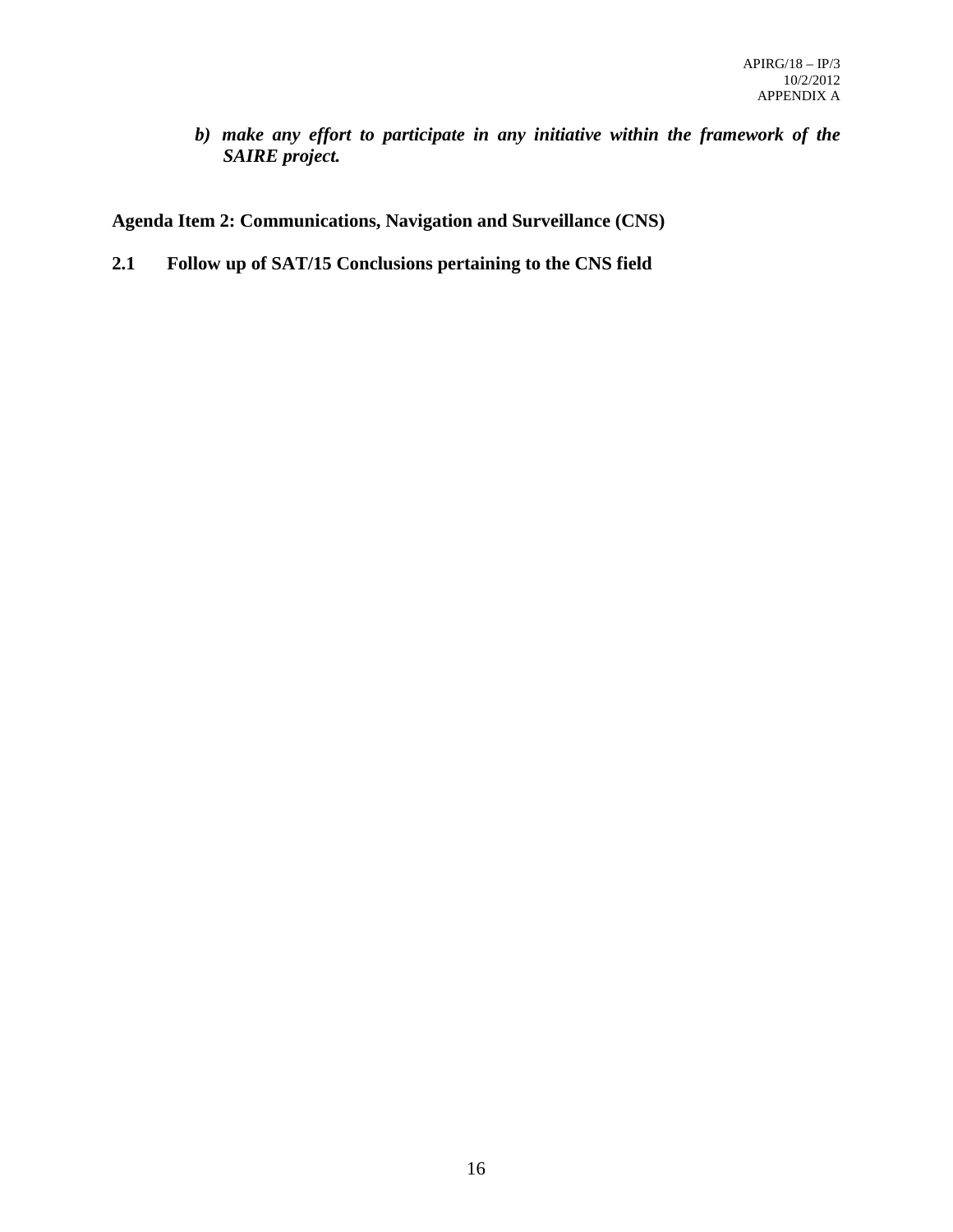***b) make any effort to participate in any initiative within the framework of the SAIRE project.***

**Agenda Item 2: Communications, Navigation and Surveillance (CNS)**

**2.1 Follow up of SAT/15 Conclusions pertaining to the CNS field**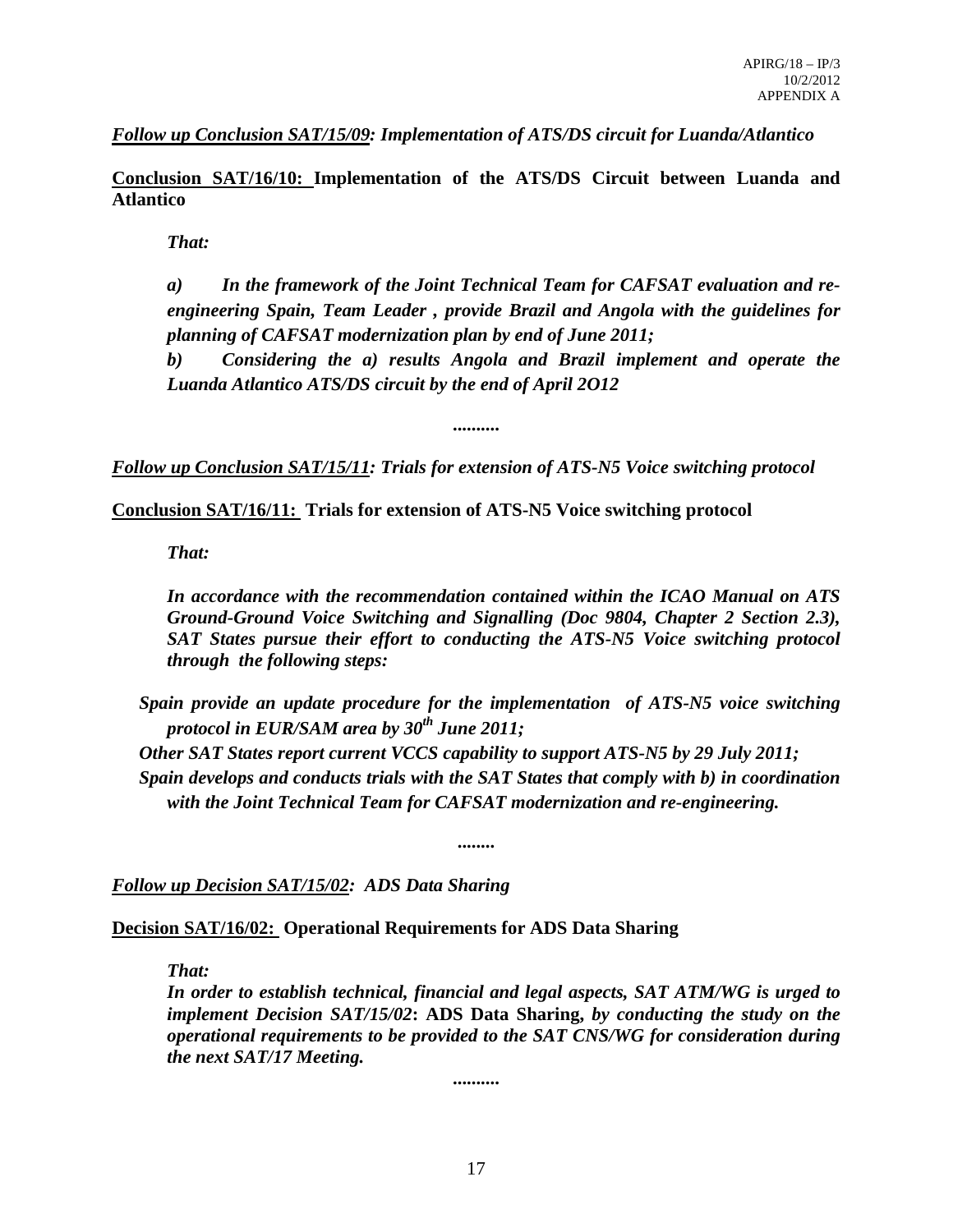*__Follow up Conclusion SAT/15/09__: Implementation of ATS/DS circuit for Luanda/Atlantico*

**__Conclusion SAT/16/10:__ Implementation of the ATS/DS Circuit between Luanda and Atlantico**

***That:***

***a)	In the framework of the Joint Technical Team for CAFSAT evaluation and re-engineering Spain, Team Leader , provide Brazil and Angola with the guidelines for planning of CAFSAT modernization plan by end of June 2011;***

***b)	Considering the a) results Angola and Brazil implement and operate the Luanda Atlantico ATS/DS circuit by the end of April 2O12***

***..........***

*__Follow up Conclusion SAT/15/11__: Trials for extension of ATS-N5 Voice switching protocol*

**__Conclusion SAT/16/11:__ Trials for extension of ATS-N5 Voice switching protocol**

***That:***

***In accordance with the recommendation contained within the ICAO Manual on ATS Ground-Ground Voice Switching and Signalling (Doc 9804, Chapter 2 Section 2.3), SAT States pursue their effort to conducting the ATS-N5 Voice switching protocol through the following steps:***

***Spain provide an update procedure for the implementation of ATS-N5 voice switching protocol in EUR/SAM area by 30th June 2011;***

***Other SAT States report current VCCS capability to support ATS-N5 by 29 July 2011;***

***Spain develops and conducts trials with the SAT States that comply with b) in coordination with the Joint Technical Team for CAFSAT modernization and re-engineering.***

***........***

*__Follow up Decision SAT/15/02__: ADS Data Sharing*

**__Decision SAT/16/02:__ Operational Requirements for ADS Data Sharing**

***That:***

***In order to establish technical, financial and legal aspects, SAT ATM/WG is urged to implement Decision SAT/15/02*: ADS Data Sharing, *by conducting the study on the operational requirements to be provided to the SAT CNS/WG for consideration during the next SAT/17 Meeting.***

***..........***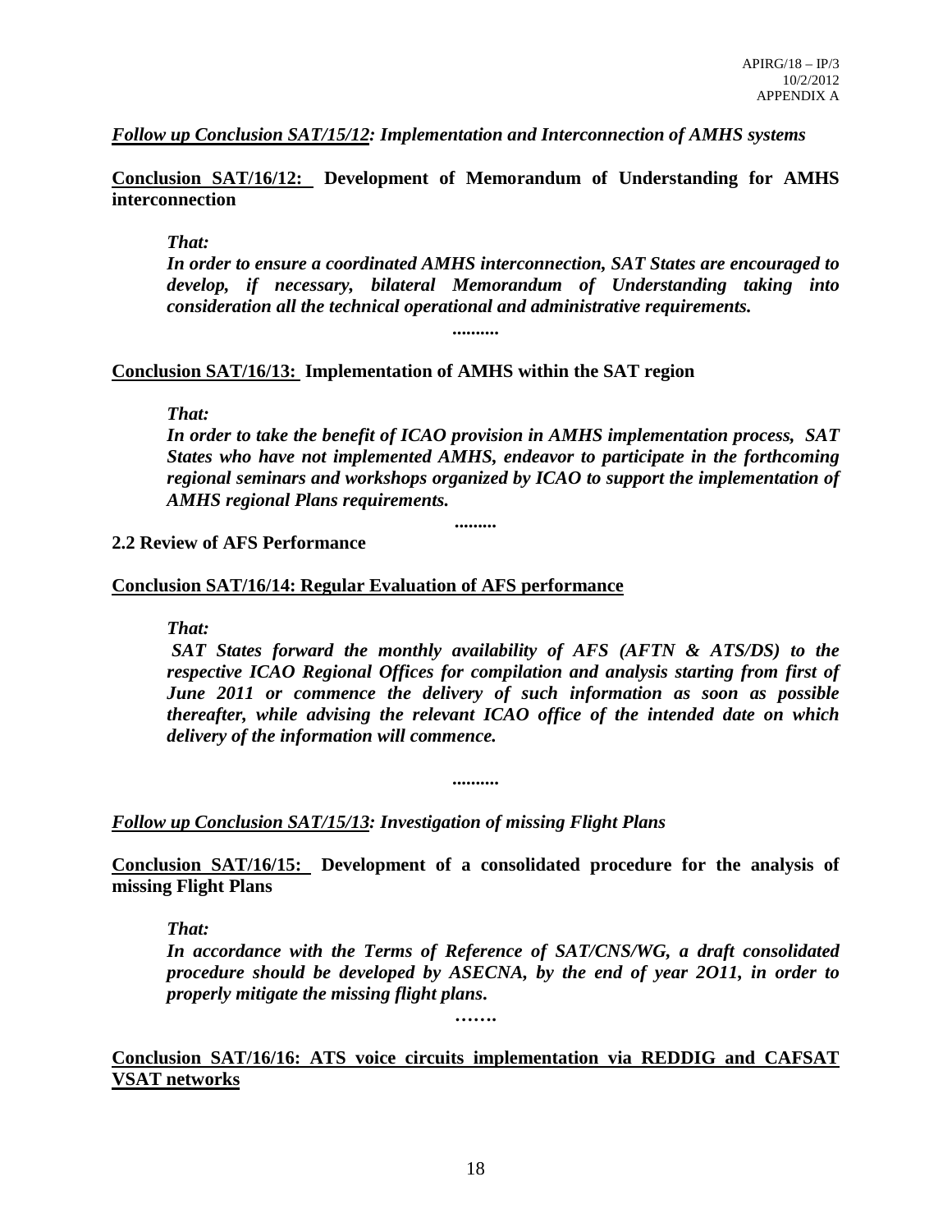***Follow up Conclusion SAT/15/12*: Implementation and Interconnection of AMHS systems**

**Conclusion SAT/16/12: Development of Memorandum of Understanding for AMHS interconnection**

> ***That:***
>
> ***In order to ensure a coordinated AMHS interconnection, SAT States are encouraged to develop, if necessary, bilateral Memorandum of Understanding taking into consideration all the technical operational and administrative requirements.***

..........

**Conclusion SAT/16/13: Implementation of AMHS within the SAT region**

> ***That:***
>
> ***In order to take the benefit of ICAO provision in AMHS implementation process, SAT States who have not implemented AMHS, endeavor to participate in the forthcoming regional seminars and workshops organized by ICAO to support the implementation of AMHS regional Plans requirements.***

.........

**2.2 Review of AFS Performance**

**Conclusion SAT/16/14: Regular Evaluation of AFS performance**

> ***That:***
>
> ***SAT States forward the monthly availability of AFS (AFTN & ATS/DS) to the respective ICAO Regional Offices for compilation and analysis starting from first of June 2011 or commence the delivery of such information as soon as possible thereafter, while advising the relevant ICAO office of the intended date on which delivery of the information will commence.***

..........

***Follow up Conclusion SAT/15/13*: Investigation of missing Flight Plans**

**Conclusion SAT/16/15: Development of a consolidated procedure for the analysis of missing Flight Plans**

> ***That:***
>
> ***In accordance with the Terms of Reference of SAT/CNS/WG, a draft consolidated procedure should be developed by ASECNA, by the end of year 2O11, in order to properly mitigate the missing flight plans.***

…….

**Conclusion SAT/16/16: ATS voice circuits implementation via REDDIG and CAFSAT VSAT networks**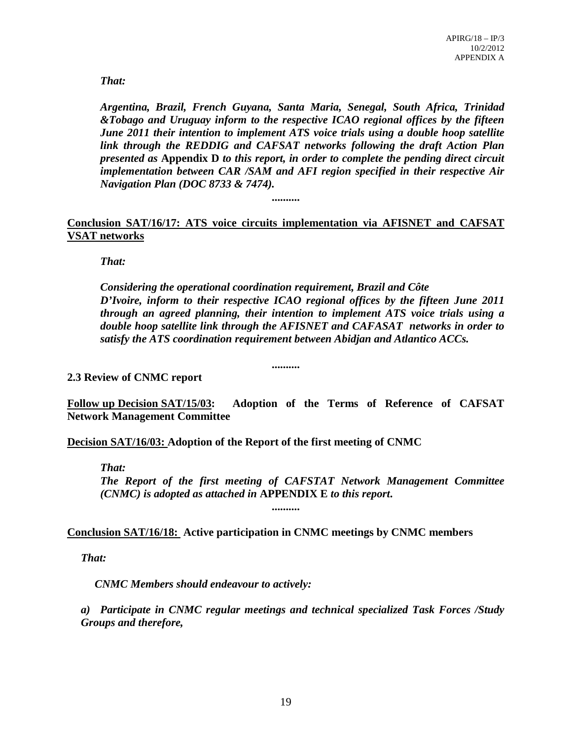*That:*

***Argentina, Brazil, French Guyana, Santa Maria, Senegal, South Africa, Trinidad &Tobago and Uruguay inform to the respective ICAO regional offices by the fifteen June 2011 their intention to implement ATS voice trials using a double hoop satellite link through the REDDIG and CAFSAT networks following the draft Action Plan presented as* Appendix D *to this report, in order to complete the pending direct circuit implementation between CAR /SAM and AFI region specified in their respective Air Navigation Plan (DOC 8733 & 7474).***

..........

**Conclusion SAT/16/17: ATS voice circuits implementation via AFISNET and CAFSAT VSAT networks**

*That:*

***Considering the operational coordination requirement, Brazil and Côte D'Ivoire, inform to their respective ICAO regional offices by the fifteen June 2011 through an agreed planning, their intention to implement ATS voice trials using a double hoop satellite link through the AFISNET and CAFASAT networks in order to satisfy the ATS coordination requirement between Abidjan and Atlantico ACCs.***

..........

**2.3 Review of CNMC report**

**Follow up Decision SAT/15/03: Adoption of the Terms of Reference of CAFSAT Network Management Committee**

**Decision SAT/16/03: Adoption of the Report of the first meeting of CNMC**

*That:*

***The Report of the first meeting of CAFSTAT Network Management Committee (CNMC) is adopted as attached in* APPENDIX E *to this report*.**

..........

**Conclusion SAT/16/18: Active participation in CNMC meetings by CNMC members**

*That:*

*CNMC Members should endeavour to actively:*

*a) Participate in CNMC regular meetings and technical specialized Task Forces /Study Groups and therefore,*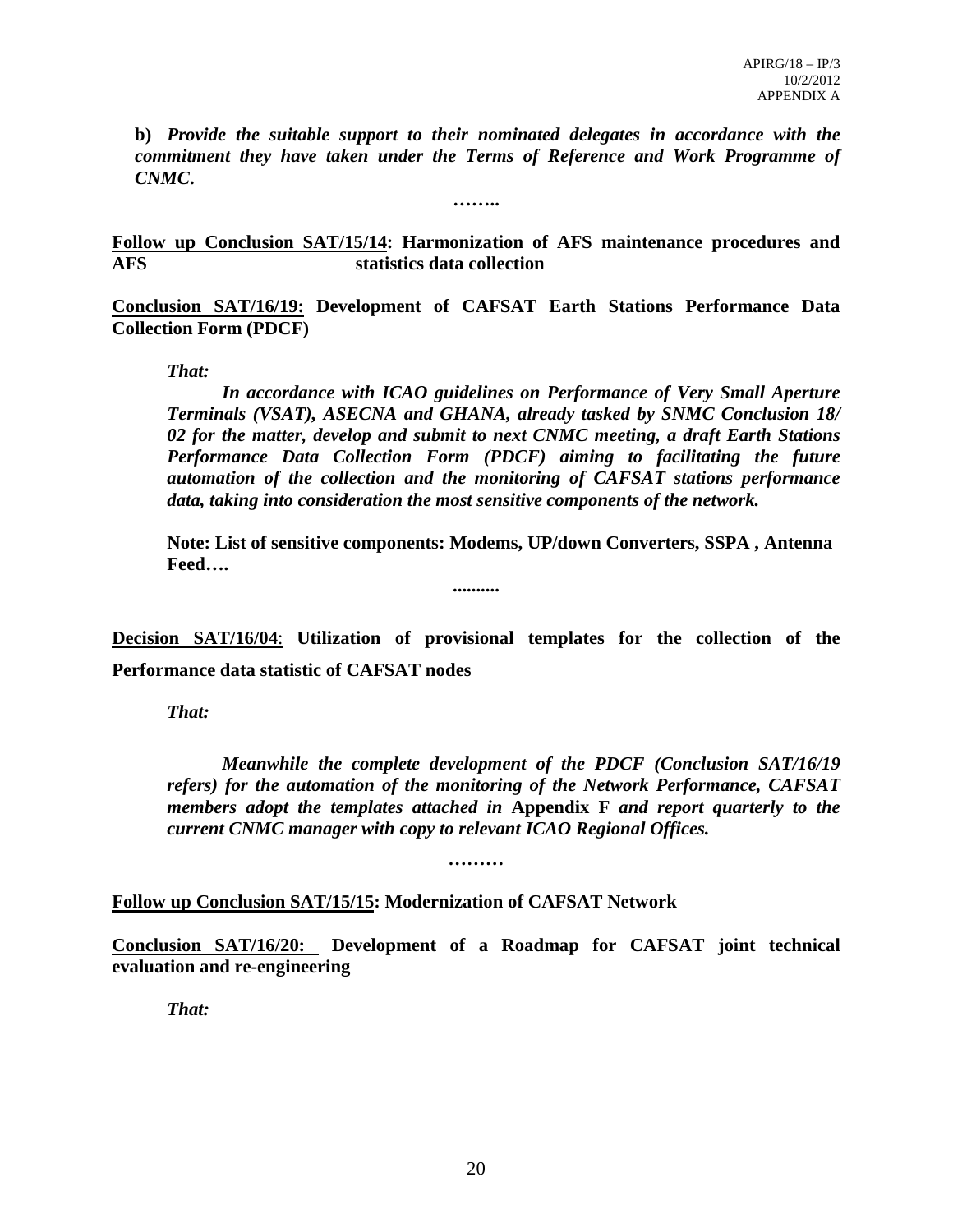**b)** ***Provide the suitable support to their nominated delegates in accordance with the commitment they have taken under the Terms of Reference and Work Programme of CNMC.***

**……..**

**<u>Follow up Conclusion SAT/15/14</u>: Harmonization of AFS maintenance procedures and AFS statistics data collection**

**<u>Conclusion SAT/16/19:</u> Development of CAFSAT Earth Stations Performance Data Collection Form (PDCF)**

***That:***

***In accordance with ICAO guidelines on Performance of Very Small Aperture Terminals (VSAT), ASECNA and GHANA, already tasked by SNMC Conclusion 18/ 02 for the matter, develop and submit to next CNMC meeting, a draft Earth Stations Performance Data Collection Form (PDCF) aiming to facilitating the future automation of the collection and the monitoring of CAFSAT stations performance data, taking into consideration the most sensitive components of the network.***

**Note: List of sensitive components: Modems, UP/down Converters, SSPA , Antenna Feed….**

**..........**

**<u>Decision SAT/16/04</u>: Utilization of provisional templates for the collection of the Performance data statistic of CAFSAT nodes**

***That:***

***Meanwhile the complete development of the PDCF (Conclusion SAT/16/19 refers) for the automation of the monitoring of the Network Performance, CAFSAT members adopt the templates attached in* Appendix F *and report quarterly to the current CNMC manager with copy to relevant ICAO Regional Offices.***

**………**

**<u>Follow up Conclusion SAT/15/15</u>: Modernization of CAFSAT Network**

**<u>Conclusion SAT/16/20:</u> Development of a Roadmap for CAFSAT joint technical evaluation and re-engineering**

***That:***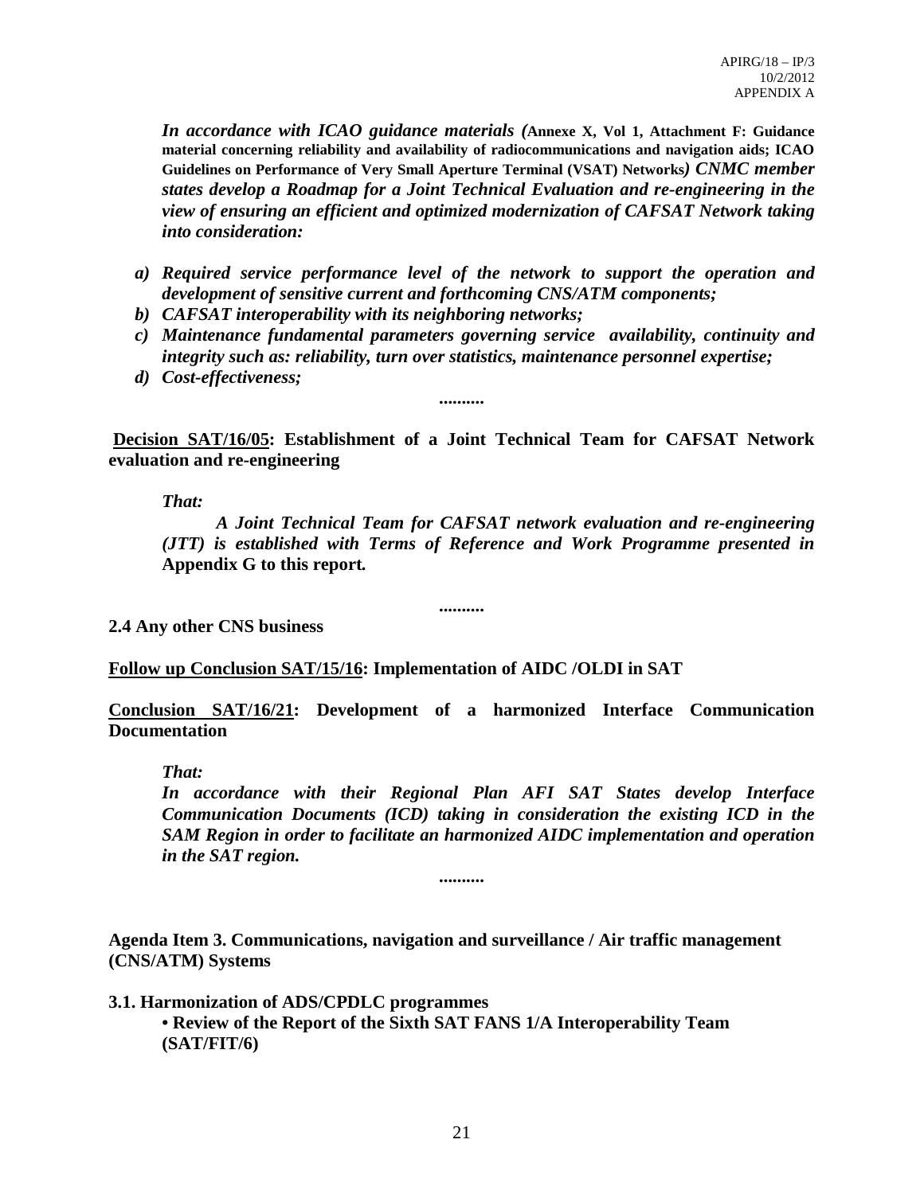*In accordance with ICAO guidance materials (***Annexe X, Vol 1, Attachment F: Guidance material concerning reliability and availability of radiocommunications and navigation aids; ICAO Guidelines on Performance of Very Small Aperture Terminal (VSAT) Networks***) CNMC member states develop a Roadmap for a Joint Technical Evaluation and re-engineering in the view of ensuring an efficient and optimized modernization of CAFSAT Network taking into consideration:*

- *a) Required service performance level of the network to support the operation and development of sensitive current and forthcoming CNS/ATM components;*
- *b) CAFSAT interoperability with its neighboring networks;*
- *c) Maintenance fundamental parameters governing service availability, continuity and integrity such as: reliability, turn over statistics, maintenance personnel expertise;*
- *d) Cost-effectiveness;*

..........

**Decision SAT/16/05: Establishment of a Joint Technical Team for CAFSAT Network evaluation and re-engineering**

*That:*

*A Joint Technical Team for CAFSAT network evaluation and re-engineering (JTT) is established with Terms of Reference and Work Programme presented in* **Appendix G to this report***.*

..........

**2.4 Any other CNS business**

**Follow up Conclusion SAT/15/16: Implementation of AIDC /OLDI in SAT**

**Conclusion SAT/16/21: Development of a harmonized Interface Communication Documentation**

*That:*

*In accordance with their Regional Plan AFI SAT States develop Interface Communication Documents (ICD) taking in consideration the existing ICD in the SAM Region in order to facilitate an harmonized AIDC implementation and operation in the SAT region.*

..........

**Agenda Item 3. Communications, navigation and surveillance / Air traffic management (CNS/ATM) Systems**

**3.1. Harmonization of ADS/CPDLC programmes**

- **Review of the Report of the Sixth SAT FANS 1/A Interoperability Team (SAT/FIT/6)**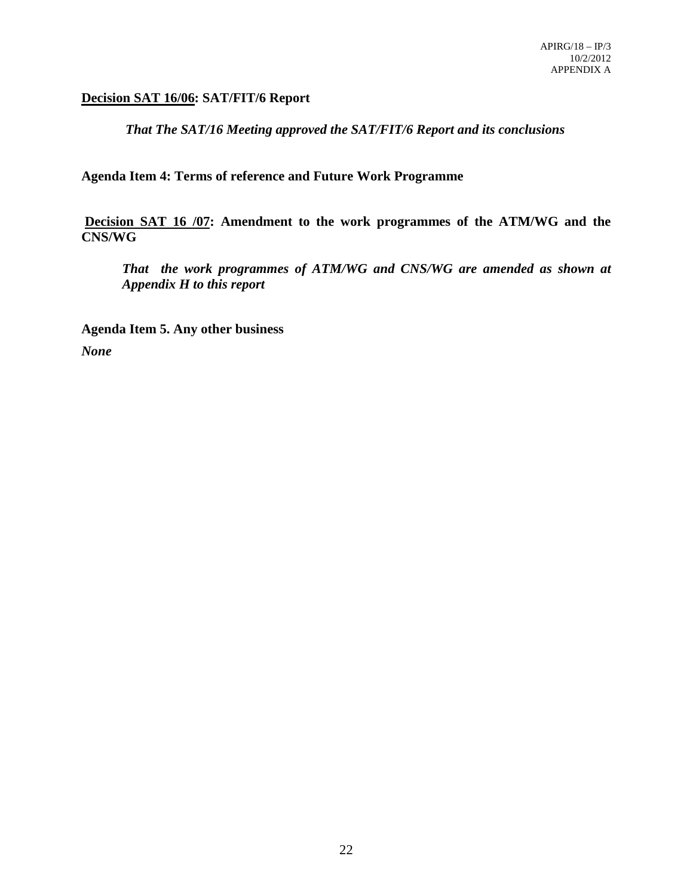**<u>Decision SAT 16/06</u>: SAT/FIT/6 Report**

> ***That The SAT/16 Meeting approved the SAT/FIT/6 Report and its conclusions***

**Agenda Item 4: Terms of reference and Future Work Programme**

**<u>Decision SAT 16 /07</u>: Amendment to the work programmes of the ATM/WG and the CNS/WG**

> ***That the work programmes of ATM/WG and CNS/WG are amended as shown at Appendix H to this report***

**Agenda Item 5. Any other business**

***None***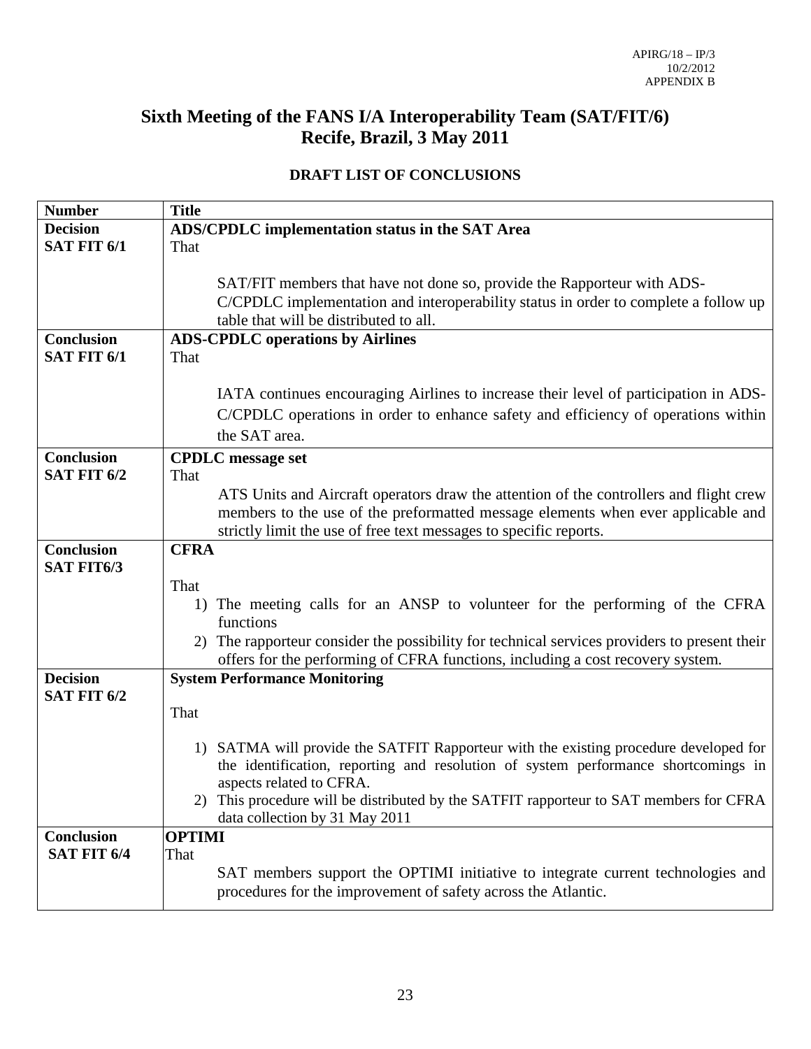# Sixth Meeting of the FANS I/A Interoperability Team (SAT/FIT/6)
# Recife, Brazil, 3 May 2011

## DRAFT LIST OF CONCLUSIONS

| Number | Title |
|---|---|
| **Decision SAT FIT 6/1** | **ADS/CPDLC implementation status in the SAT Area** <br> That <br><br> SAT/FIT members that have not done so, provide the Rapporteur with ADS-C/CPDLC implementation and interoperability status in order to complete a follow up table that will be distributed to all. |
| **Conclusion SAT FIT 6/1** | **ADS-CPDLC operations by Airlines** <br> That <br><br> IATA continues encouraging Airlines to increase their level of participation in ADS-C/CPDLC operations in order to enhance safety and efficiency of operations within the SAT area. |
| **Conclusion SAT FIT 6/2** | **CPDLC message set** <br> That <br> ATS Units and Aircraft operators draw the attention of the controllers and flight crew members to the use of the preformatted message elements when ever applicable and strictly limit the use of free text messages to specific reports. |
| **Conclusion SAT FIT6/3** | **CFRA** <br><br> That <br> 1) The meeting calls for an ANSP to volunteer for the performing of the CFRA functions <br> 2) The rapporteur consider the possibility for technical services providers to present their offers for the performing of CFRA functions, including a cost recovery system. |
| **Decision SAT FIT 6/2** | **System Performance Monitoring** <br><br> That <br><br> 1) SATMA will provide the SATFIT Rapporteur with the existing procedure developed for the identification, reporting and resolution of system performance shortcomings in aspects related to CFRA. <br> 2) This procedure will be distributed by the SATFIT rapporteur to SAT members for CFRA data collection by 31 May 2011 |
| **Conclusion SAT FIT 6/4** | **OPTIMI** <br> That <br> SAT members support the OPTIMI initiative to integrate current technologies and procedures for the improvement of safety across the Atlantic. |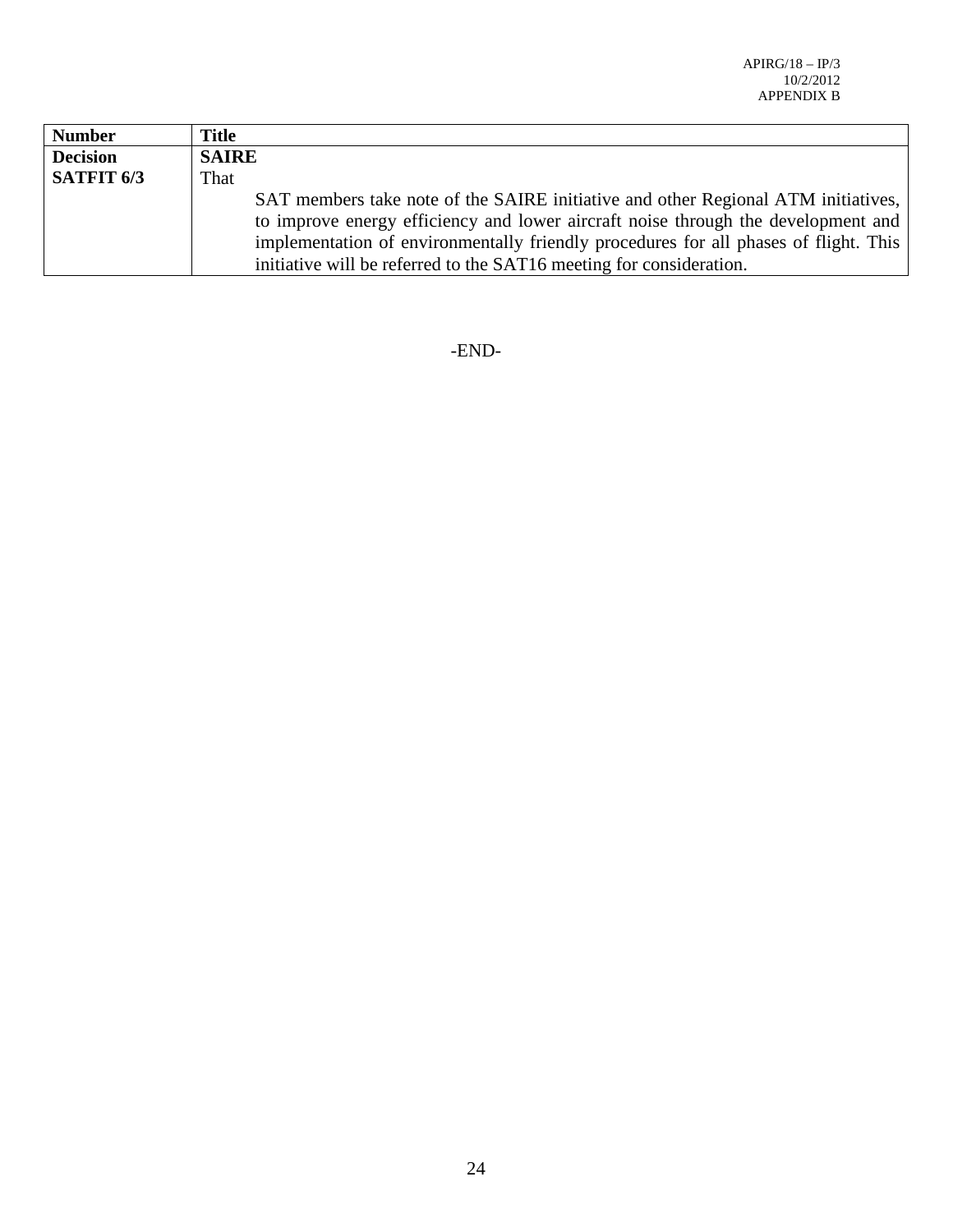| Number | Title |
|---|---|
| **Decision SATFIT 6/3** | **SAIRE** That SAT members take note of the SAIRE initiative and other Regional ATM initiatives, to improve energy efficiency and lower aircraft noise through the development and implementation of environmentally friendly procedures for all phases of flight. This initiative will be referred to the SAT16 meeting for consideration. |

-END-